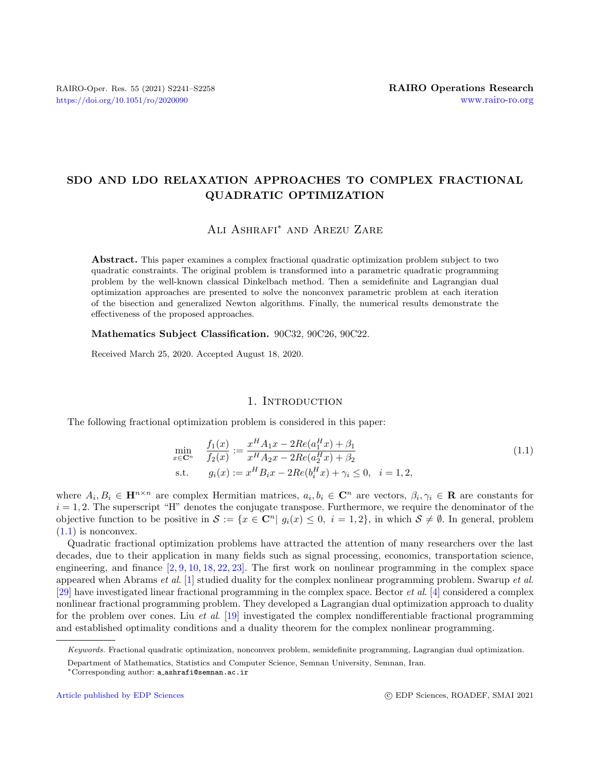# SDO AND LDO RELAXATION APPROACHES TO COMPLEX FRACTIONAL QUADRATIC OPTIMIZATION

Ali Ashrafi* and Arezu Zare

**Abstract.** This paper examines a complex fractional quadratic optimization problem subject to two quadratic constraints. The original problem is transformed into a parametric quadratic programming problem by the well-known classical Dinkelbach method. Then a semidefinite and Lagrangian dual optimization approaches are presented to solve the nonconvex parametric problem at each iteration of the bisection and generalized Newton algorithms. Finally, the numerical results demonstrate the effectiveness of the proposed approaches.

**Mathematics Subject Classification.** 90C32, 90C26, 90C22.

Received March 25, 2020. Accepted August 18, 2020.

## 1. Introduction

The following fractional optimization problem is considered in this paper:

$$\begin{aligned} \min_{x\in\mathbf{C}^n} \quad & \frac{f_1(x)}{f_2(x)} := \frac{x^H A_1 x - 2Re(a_1^H x) + \beta_1}{x^H A_2 x - 2Re(a_2^H x) + \beta_2} \\ \text{s.t.} \quad & g_i(x) := x^H B_i x - 2Re(b_i^H x) + \gamma_i \le 0, \quad i = 1, 2, \end{aligned} \tag{1.1}$$

where $A_i, B_i \in \mathbf{H}^{n\times n}$ are complex Hermitian matrices, $a_i, b_i \in \mathbf{C}^n$ are vectors, $\beta_i, \gamma_i \in \mathbf{R}$ are constants for $i = 1, 2$. The superscript "H" denotes the conjugate transpose. Furthermore, we require the denominator of the objective function to be positive in $\mathcal{S} := \{x \in \mathbf{C}^n |\ g_i(x) \le 0,\ i = 1, 2\}$, in which $\mathcal{S} \neq \emptyset$. In general, problem (1.1) is nonconvex.

Quadratic fractional optimization problems have attracted the attention of many researchers over the last decades, due to their application in many fields such as signal processing, economics, transportation science, engineering, and finance [2, 9, 10, 18, 22, 23]. The first work on nonlinear programming in the complex space appeared when Abrams *et al.* [1] studied duality for the complex nonlinear programming problem. Swarup *et al.* [29] have investigated linear fractional programming in the complex space. Bector *et al.* [4] considered a complex nonlinear fractional programming problem. They developed a Lagrangian dual optimization approach to duality for the problem over cones. Liu *et al.* [19] investigated the complex nondifferentiable fractional programming and established optimality conditions and a duality theorem for the complex nonlinear programming.

*Keywords.* Fractional quadratic optimization, nonconvex problem, semidefinite programming, Lagrangian dual optimization.

Department of Mathematics, Statistics and Computer Science, Semnan University, Semnan, Iran.

*Corresponding author: a_ashrafi@semnan.ac.ir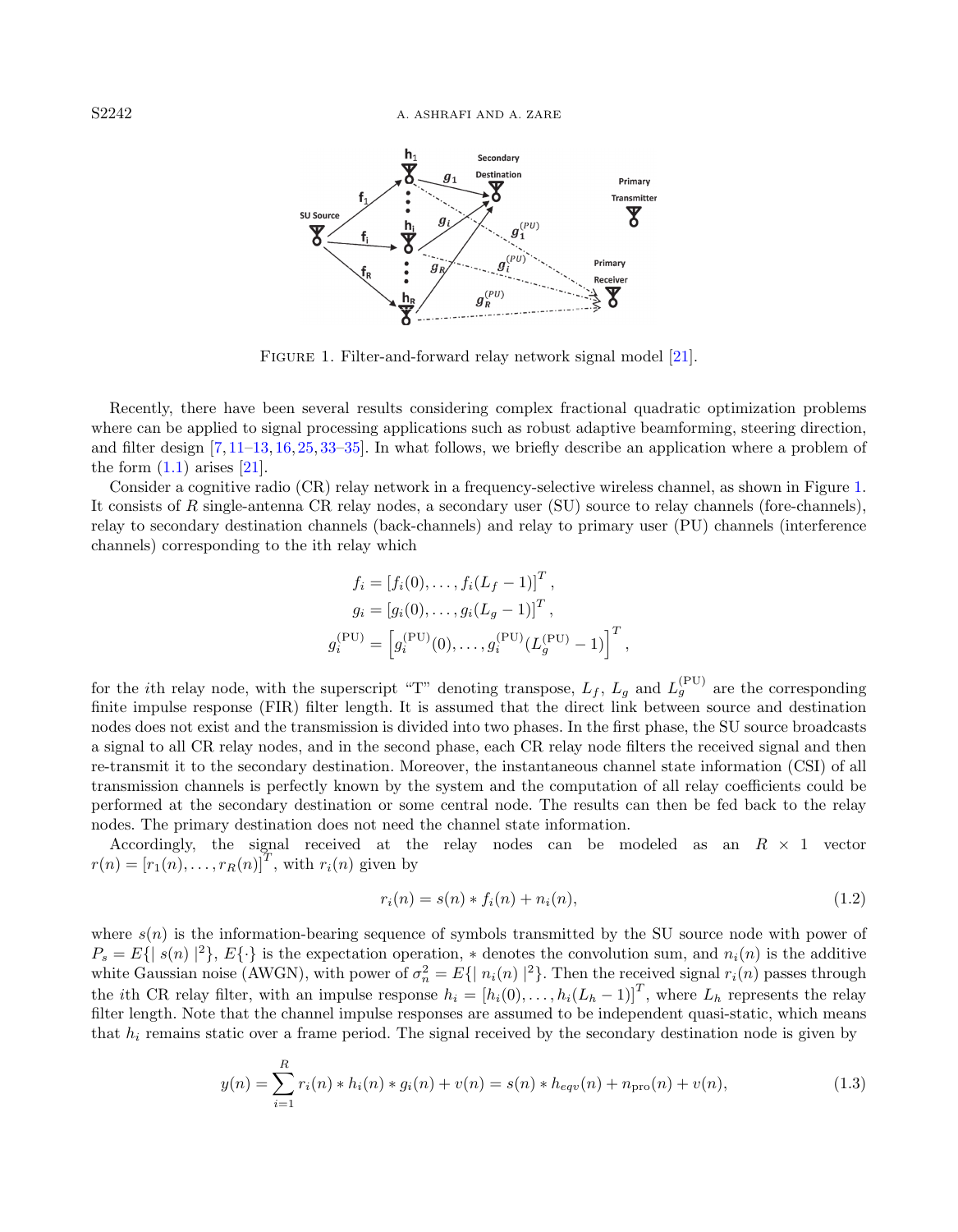FIGURE 1. Filter-and-forward relay network signal model [21].

Recently, there have been several results considering complex fractional quadratic optimization problems where can be applied to signal processing applications such as robust adaptive beamforming, steering direction, and filter design [7, 11–13, 16, 25, 33–35]. In what follows, we briefly describe an application where a problem of the form (1.1) arises [21].

Consider a cognitive radio (CR) relay network in a frequency-selective wireless channel, as shown in Figure 1. It consists of $R$ single-antenna CR relay nodes, a secondary user (SU) source to relay channels (fore-channels), relay to secondary destination channels (back-channels) and relay to primary user (PU) channels (interference channels) corresponding to the ith relay which

$$
\begin{aligned}
f_i &= [f_i(0), \ldots, f_i(L_f - 1)]^T, \\
g_i &= [g_i(0), \ldots, g_i(L_g - 1)]^T, \\
g_i^{(\text{PU})} &= \left[g_i^{(\text{PU})}(0), \ldots, g_i^{(\text{PU})}(L_g^{(\text{PU})} - 1)\right]^T,
\end{aligned}
$$

for the $i$th relay node, with the superscript "T" denoting transpose, $L_f$, $L_g$ and $L_g^{(\text{PU})}$ are the corresponding finite impulse response (FIR) filter length. It is assumed that the direct link between source and destination nodes does not exist and the transmission is divided into two phases. In the first phase, the SU source broadcasts a signal to all CR relay nodes, and in the second phase, each CR relay node filters the received signal and then re-transmit it to the secondary destination. Moreover, the instantaneous channel state information (CSI) of all transmission channels is perfectly known by the system and the computation of all relay coefficients could be performed at the secondary destination or some central node. The results can then be fed back to the relay nodes. The primary destination does not need the channel state information.

Accordingly, the signal received at the relay nodes can be modeled as an $R \times 1$ vector $r(n) = [r_1(n), \ldots, r_R(n)]^T$, with $r_i(n)$ given by

$$
r_i(n) = s(n) * f_i(n) + n_i(n), \tag{1.2}
$$

where $s(n)$ is the information-bearing sequence of symbols transmitted by the SU source node with power of $P_s = E\{| s(n) |^2\}$, $E\{\cdot\}$ is the expectation operation, $*$ denotes the convolution sum, and $n_i(n)$ is the additive white Gaussian noise (AWGN), with power of $\sigma_n^2 = E\{| n_i(n) |^2\}$. Then the received signal $r_i(n)$ passes through the $i$th CR relay filter, with an impulse response $h_i = [h_i(0), \ldots, h_i(L_h - 1)]^T$, where $L_h$ represents the relay filter length. Note that the channel impulse responses are assumed to be independent quasi-static, which means that $h_i$ remains static over a frame period. The signal received by the secondary destination node is given by

$$
y(n) = \sum_{i=1}^{R} r_i(n) * h_i(n) * g_i(n) + v(n) = s(n) * h_{eqv}(n) + n_{\text{pro}}(n) + v(n), \tag{1.3}
$$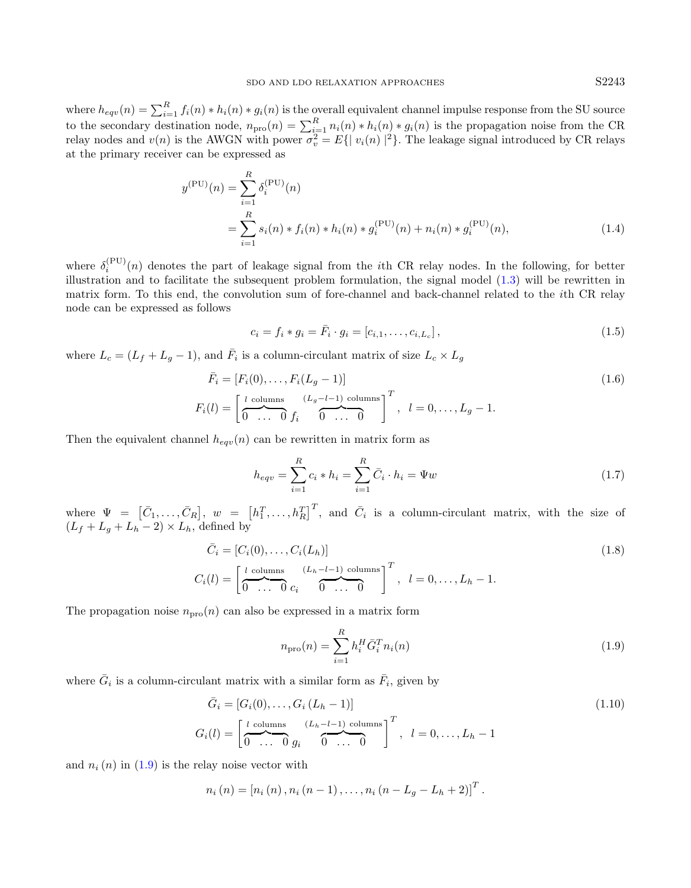where $h_{eqv}(n) = \sum_{i=1}^{R} f_i(n) * h_i(n) * g_i(n)$ is the overall equivalent channel impulse response from the SU source to the secondary destination node, $n_{\text{pro}}(n) = \sum_{i=1}^{R} n_i(n) * h_i(n) * g_i(n)$ is the propagation noise from the CR relay nodes and $v(n)$ is the AWGN with power $\sigma_v^2 = E\{| v_i(n) |^2\}$. The leakage signal introduced by CR relays at the primary receiver can be expressed as

$$
\begin{aligned}
y^{(\text{PU})}(n) &= \sum_{i=1}^{R} \delta_i^{(\text{PU})}(n) \\
&= \sum_{i=1}^{R} s_i(n) * f_i(n) * h_i(n) * g_i^{(\text{PU})}(n) + n_i(n) * g_i^{(\text{PU})}(n),
\end{aligned}
\tag{1.4}
$$

where $\delta_i^{(\text{PU})}(n)$ denotes the part of leakage signal from the $i$th CR relay nodes. In the following, for better illustration and to facilitate the subsequent problem formulation, the signal model (1.3) will be rewritten in matrix form. To this end, the convolution sum of fore-channel and back-channel related to the $i$th CR relay node can be expressed as follows

$$
c_i = f_i * g_i = \bar{F}_i \cdot g_i = [c_{i,1}, \ldots, c_{i,L_c}], \tag{1.5}
$$

where $L_c = (L_f + L_g - 1)$, and $\bar{F}_i$ is a column-circulant matrix of size $L_c \times L_g$

$$
\begin{aligned}
\bar{F}_i &= [F_i(0), \ldots, F_i(L_g - 1)] \\
F_i(l) &= \Big[\overbrace{0 \ \ldots \ 0}^{l \text{ columns}} \ f_i \ \overbrace{0 \ \ldots \ 0}^{(L_g - l - 1) \text{ columns}}\Big]^T, \quad l = 0, \ldots, L_g - 1.
\end{aligned}
\tag{1.6}
$$

Then the equivalent channel $h_{eqv}(n)$ can be rewritten in matrix form as

$$
h_{eqv} = \sum_{i=1}^{R} c_i * h_i = \sum_{i=1}^{R} \bar{C}_i \cdot h_i = \Psi w \tag{1.7}
$$

where $\Psi = [\bar{C}_1, \ldots, \bar{C}_R]$, $w = [h_1^T, \ldots, h_R^T]^T$, and $\bar{C}_i$ is a column-circulant matrix, with the size of $(L_f + L_g + L_h - 2) \times L_h$, defined by

$$
\begin{aligned}
\bar{C}_i &= [C_i(0), \ldots, C_i(L_h)] \\
C_i(l) &= \Big[\overbrace{0 \ \ldots \ 0}^{l \text{ columns}} \ c_i \ \overbrace{0 \ \ldots \ 0}^{(L_h - l - 1) \text{ columns}}\Big]^T, \quad l = 0, \ldots, L_h - 1.
\end{aligned}
\tag{1.8}
$$

The propagation noise $n_{\text{pro}}(n)$ can also be expressed in a matrix form

$$
n_{\text{pro}}(n) = \sum_{i=1}^{R} h_i^H \bar{G}_i^T n_i(n) \tag{1.9}
$$

where $\bar{G}_i$ is a column-circulant matrix with a similar form as $\bar{F}_i$, given by

$$
\begin{aligned}
\bar{G}_i &= [G_i(0), \ldots, G_i(L_h - 1)] \\
G_i(l) &= \Big[\overbrace{0 \ \ldots \ 0}^{l \text{ columns}} \ g_i \ \overbrace{0 \ \ldots \ 0}^{(L_h - l - 1) \text{ columns}}\Big]^T, \quad l = 0, \ldots, L_h - 1
\end{aligned}
\tag{1.10}
$$

and $n_i(n)$ in (1.9) is the relay noise vector with

$$
n_i(n) = [n_i(n), n_i(n-1), \ldots, n_i(n - L_g - L_h + 2)]^T.
$$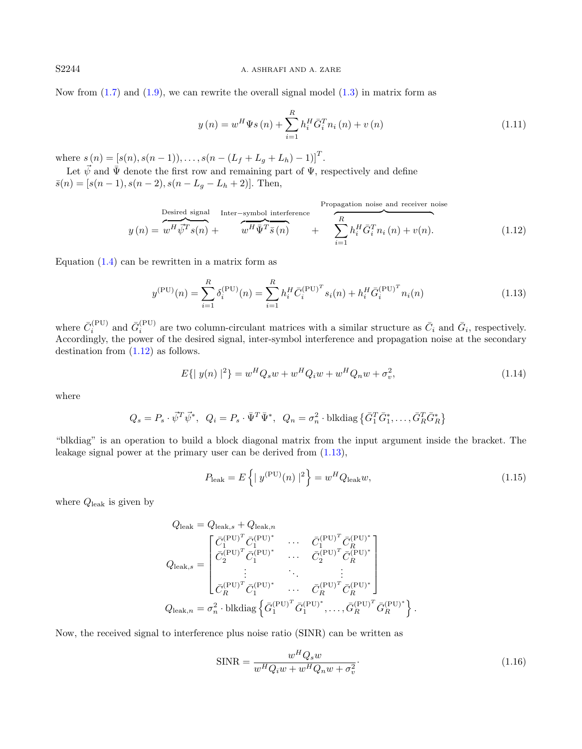Now from (1.7) and (1.9), we can rewrite the overall signal model (1.3) in matrix form as

$$y(n) = w^H \Psi s(n) + \sum_{i=1}^{R} h_i^H \bar{G}_i^T n_i(n) + v(n) \tag{1.11}$$

where $s(n) = [s(n), s(n-1)), \ldots, s(n-(L_f+L_g+L_h)-1)]^T$.

Let $\vec{\psi}$ and $\bar{\Psi}$ denote the first row and remaining part of $\Psi$, respectively and define $\bar{s}(n) = [s(n-1), s(n-2), s(n-L_g-L_h+2)]$. Then,

$$y(n) = \overbrace{w^H \vec{\psi}^T s(n)}^{\text{Desired signal}} + \overbrace{w^H \bar{\Psi}^T \bar{s}(n)}^{\text{Inter-symbol interference}} + \overbrace{\sum_{i=1}^{R} h_i^H \bar{G}_i^T n_i(n) + v(n)}^{\text{Propagation noise and receiver noise}}. \tag{1.12}$$

Equation (1.4) can be rewritten in a matrix form as

$$y^{(\mathrm{PU})}(n) = \sum_{i=1}^{R} \delta_i^{(\mathrm{PU})}(n) = \sum_{i=1}^{R} h_i^H \bar{C}_i^{(\mathrm{PU})^T} s_i(n) + h_i^H \bar{G}_i^{(\mathrm{PU})^T} n_i(n) \tag{1.13}$$

where $\bar{C}_i^{(\mathrm{PU})}$ and $\bar{G}_i^{(\mathrm{PU})}$ are two column-circulant matrices with a similar structure as $\bar{C}_i$ and $\bar{G}_i$, respectively. Accordingly, the power of the desired signal, inter-symbol interference and propagation noise at the secondary destination from (1.12) as follows.

$$E\{|\, y(n)\,|^2\} = w^H Q_s w + w^H Q_i w + w^H Q_n w + \sigma_v^2, \tag{1.14}$$

where

$$Q_s = P_s \cdot \vec{\psi}^T \vec{\psi}^*, \;\; Q_i = P_s \cdot \bar{\Psi}^T \bar{\Psi}^*, \;\; Q_n = \sigma_n^2 \cdot \mathrm{blkdiag}\left\{\bar{G}_1^T \bar{G}_1^*, \ldots, \bar{G}_R^T \bar{G}_R^*\right\}$$

"blkdiag" is an operation to build a block diagonal matrix from the input argument inside the bracket. The leakage signal power at the primary user can be derived from (1.13),

$$P_{\mathrm{leak}} = E\left\{|\, y^{(\mathrm{PU})}(n)\,|^2\right\} = w^H Q_{\mathrm{leak}} w, \tag{1.15}$$

where $Q_{\mathrm{leak}}$ is given by

$$Q_{\mathrm{leak}} = Q_{\mathrm{leak},s} + Q_{\mathrm{leak},n}$$

$$Q_{\mathrm{leak},s} = \begin{bmatrix} \bar{C}_1^{(\mathrm{PU})^T} \bar{C}_1^{(\mathrm{PU})^*} & \cdots & \bar{C}_1^{(\mathrm{PU})^T} \bar{C}_R^{(\mathrm{PU})^*} \\ \bar{C}_2^{(\mathrm{PU})^T} \bar{C}_1^{(\mathrm{PU})^*} & \cdots & \bar{C}_2^{(\mathrm{PU})^T} \bar{C}_R^{(\mathrm{PU})^*} \\ \vdots & \ddots & \vdots \\ \bar{C}_R^{(\mathrm{PU})^T} \bar{C}_1^{(\mathrm{PU})^*} & \cdots & \bar{C}_R^{(\mathrm{PU})^T} \bar{C}_R^{(\mathrm{PU})^*} \end{bmatrix}$$

$$Q_{\mathrm{leak},n} = \sigma_n^2 \cdot \mathrm{blkdiag}\left\{\bar{G}_1^{(\mathrm{PU})^T} \bar{G}_1^{(\mathrm{PU})^*}, \ldots, \bar{G}_R^{(\mathrm{PU})^T} \bar{G}_R^{(\mathrm{PU})^*}\right\}.$$

Now, the received signal to interference plus noise ratio (SINR) can be written as

$$\mathrm{SINR} = \frac{w^H Q_s w}{w^H Q_i w + w^H Q_n w + \sigma_v^2}. \tag{1.16}$$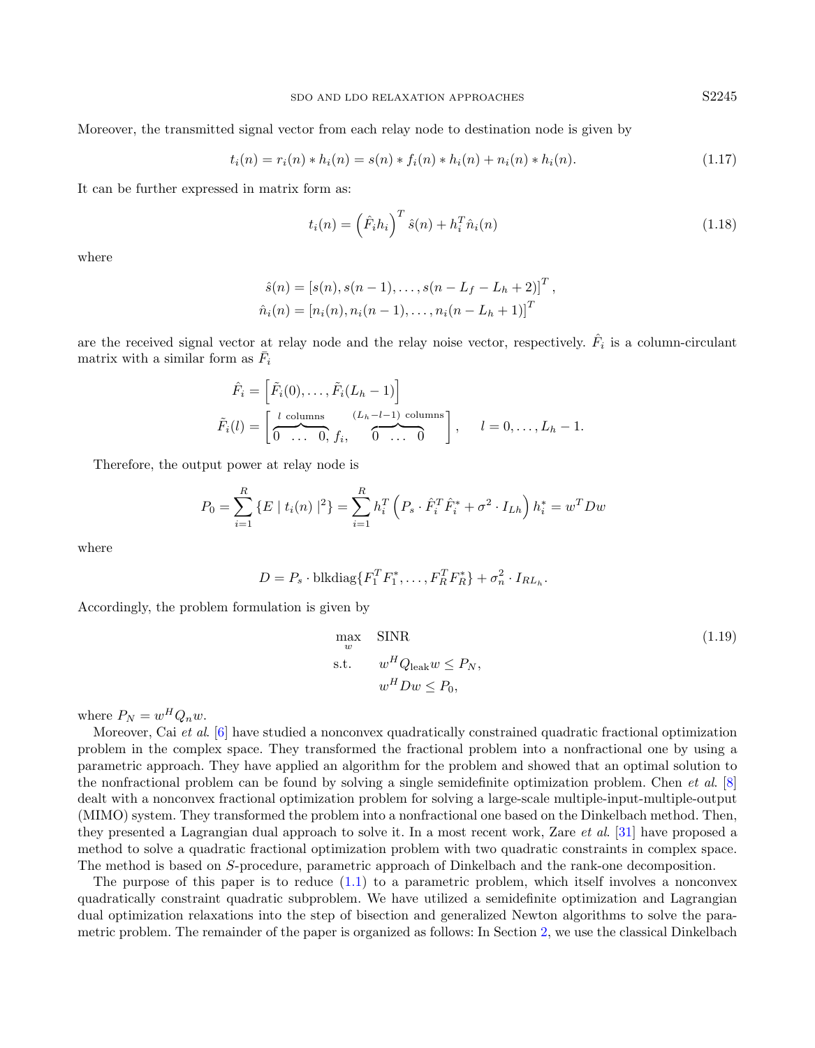Moreover, the transmitted signal vector from each relay node to destination node is given by

$$t_i(n) = r_i(n) * h_i(n) = s(n) * f_i(n) * h_i(n) + n_i(n) * h_i(n). \tag{1.17}$$

It can be further expressed in matrix form as:

$$t_i(n) = \left(\hat{F}_i h_i\right)^T \hat{s}(n) + h_i^T \hat{n}_i(n) \tag{1.18}$$

where

$$\hat{s}(n) = \left[s(n), s(n-1), \dots, s(n-L_f-L_h+2)\right]^T,$$
$$\hat{n}_i(n) = \left[n_i(n), n_i(n-1), \dots, n_i(n-L_h+1)\right]^T$$

are the received signal vector at relay node and the relay noise vector, respectively. $\hat{F}_i$ is a column-circulant matrix with a similar form as $\bar{F}_i$

$$\hat{F}_i = \left[\tilde{F}_i(0), \dots, \tilde{F}_i(L_h-1)\right]$$
$$\tilde{F}_i(l) = \left[\overbrace{0 \;\; \dots \;\; 0}^{l \text{ columns}}, f_i, \overbrace{0 \;\; \dots \;\; 0}^{(L_h-l-1) \text{ columns}}\right], \quad l = 0, \dots, L_h-1.$$

Therefore, the output power at relay node is

$$P_0 = \sum_{i=1}^{R} \{E \mid t_i(n) \mid^2\} = \sum_{i=1}^{R} h_i^T \left(P_s \cdot \hat{F}_i^T \hat{F}_i^* + \sigma^2 \cdot I_{Lh}\right) h_i^* = w^T D w$$

where

$$D = P_s \cdot \text{blkdiag}\{F_1^T F_1^*, \dots, F_R^T F_R^*\} + \sigma_n^2 \cdot I_{RL_h}.$$

Accordingly, the problem formulation is given by

$$\begin{aligned} \max_{w} \quad & \text{SINR} \\ \text{s.t.} \quad & w^H Q_{\text{leak}} w \le P_N, \\ & w^H D w \le P_0, \end{aligned} \tag{1.19}$$

where $P_N = w^H Q_n w$.

Moreover, Cai *et al*. [6] have studied a nonconvex quadratically constrained quadratic fractional optimization problem in the complex space. They transformed the fractional problem into a nonfractional one by using a parametric approach. They have applied an algorithm for the problem and showed that an optimal solution to the nonfractional problem can be found by solving a single semidefinite optimization problem. Chen *et al*. [8] dealt with a nonconvex fractional optimization problem for solving a large-scale multiple-input-multiple-output (MIMO) system. They transformed the problem into a nonfractional one based on the Dinkelbach method. Then, they presented a Lagrangian dual approach to solve it. In a most recent work, Zare *et al*. [31] have proposed a method to solve a quadratic fractional optimization problem with two quadratic constraints in complex space. The method is based on $S$-procedure, parametric approach of Dinkelbach and the rank-one decomposition.

The purpose of this paper is to reduce (1.1) to a parametric problem, which itself involves a nonconvex quadratically constraint quadratic subproblem. We have utilized a semidefinite optimization and Lagrangian dual optimization relaxations into the step of bisection and generalized Newton algorithms to solve the parametric problem. The remainder of the paper is organized as follows: In Section 2, we use the classical Dinkelbach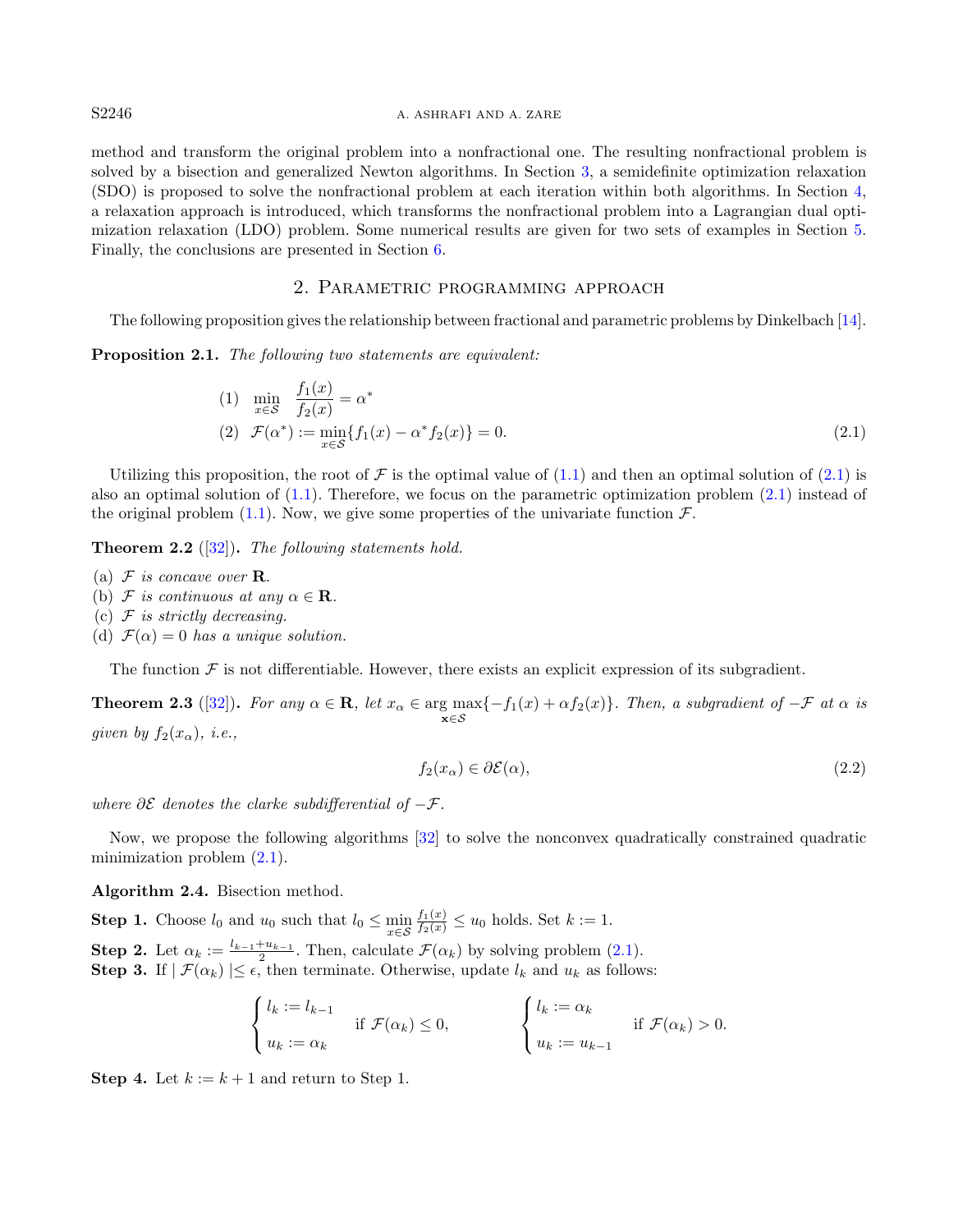method and transform the original problem into a nonfractional one. The resulting nonfractional problem is solved by a bisection and generalized Newton algorithms. In Section 3, a semidefinite optimization relaxation (SDO) is proposed to solve the nonfractional problem at each iteration within both algorithms. In Section 4, a relaxation approach is introduced, which transforms the nonfractional problem into a Lagrangian dual optimization relaxation (LDO) problem. Some numerical results are given for two sets of examples in Section 5. Finally, the conclusions are presented in Section 6.

## 2. Parametric programming approach

The following proposition gives the relationship between fractional and parametric problems by Dinkelbach [14].

**Proposition 2.1.** *The following two statements are equivalent:*

$$
\begin{aligned}
&(1)\quad \min_{x\in\mathcal{S}} \quad \frac{f_1(x)}{f_2(x)} = \alpha^* \\
&(2)\quad \mathcal{F}(\alpha^*) := \min_{x\in\mathcal{S}}\{f_1(x) - \alpha^* f_2(x)\} = 0.
\end{aligned} \tag{2.1}
$$

Utilizing this proposition, the root of $\mathcal{F}$ is the optimal value of (1.1) and then an optimal solution of (2.1) is also an optimal solution of (1.1). Therefore, we focus on the parametric optimization problem (2.1) instead of the original problem (1.1). Now, we give some properties of the univariate function $\mathcal{F}$.

**Theorem 2.2** ([32])**.** *The following statements hold.*

(a) $\mathcal{F}$ *is concave over* $\mathbf{R}$.
(b) $\mathcal{F}$ *is continuous at any* $\alpha \in \mathbf{R}$.
(c) $\mathcal{F}$ *is strictly decreasing.*
(d) $\mathcal{F}(\alpha) = 0$ *has a unique solution.*

The function $\mathcal{F}$ is not differentiable. However, there exists an explicit expression of its subgradient.

**Theorem 2.3** ([32])**.** *For any* $\alpha \in \mathbf{R}$, *let* $x_\alpha \in \arg\max_{\mathbf{x}\in\mathcal{S}}\{-f_1(x) + \alpha f_2(x)\}$. *Then, a subgradient of* $-\mathcal{F}$ *at* $\alpha$ *is given by* $f_2(x_\alpha)$, *i.e.,*

$$
f_2(x_\alpha) \in \partial\mathcal{E}(\alpha), \tag{2.2}
$$

*where* $\partial\mathcal{E}$ *denotes the clarke subdifferential of* $-\mathcal{F}$.

Now, we propose the following algorithms [32] to solve the nonconvex quadratically constrained quadratic minimization problem (2.1).

**Algorithm 2.4.** Bisection method.

**Step 1.** Choose $l_0$ and $u_0$ such that $l_0 \leq \min_{x\in\mathcal{S}} \frac{f_1(x)}{f_2(x)} \leq u_0$ holds. Set $k := 1$.

**Step 2.** Let $\alpha_k := \frac{l_{k-1}+u_{k-1}}{2}$. Then, calculate $\mathcal{F}(\alpha_k)$ by solving problem (2.1).

**Step 3.** If $|\,\mathcal{F}(\alpha_k)\,| \leq \epsilon$, then terminate. Otherwise, update $l_k$ and $u_k$ as follows:

$$
\begin{cases} l_k := l_{k-1} \\ u_k := \alpha_k \end{cases} \text{if } \mathcal{F}(\alpha_k) \leq 0, \qquad\qquad \begin{cases} l_k := \alpha_k \\ u_k := u_{k-1} \end{cases} \text{if } \mathcal{F}(\alpha_k) > 0.
$$

**Step 4.** Let $k := k + 1$ and return to Step 1.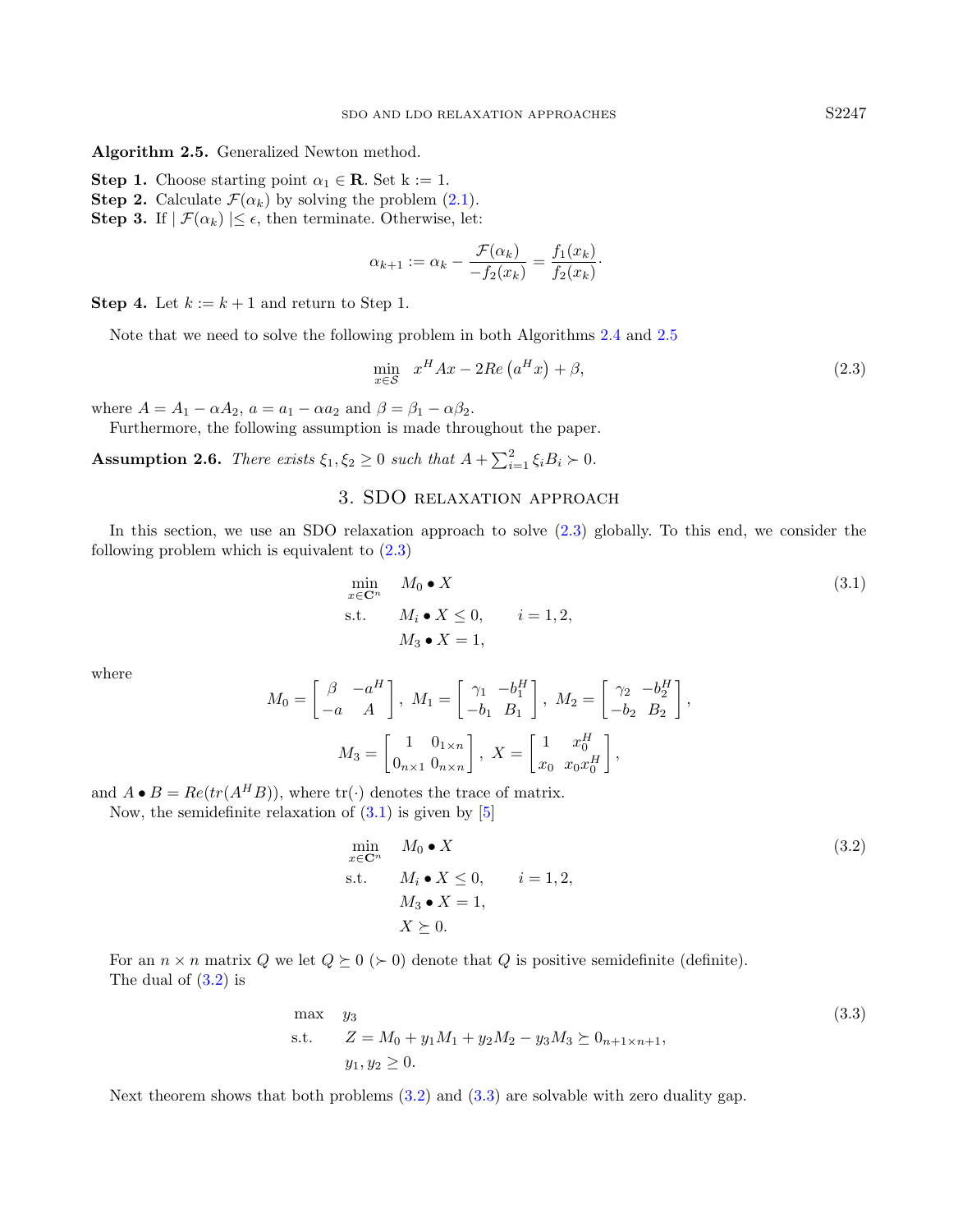**Algorithm 2.5.** Generalized Newton method.

**Step 1.** Choose starting point $\alpha_1 \in \mathbf{R}$. Set k := 1.
**Step 2.** Calculate $\mathcal{F}(\alpha_k)$ by solving the problem (2.1).
**Step 3.** If $|\, \mathcal{F}(\alpha_k)| \leq \epsilon$, then terminate. Otherwise, let:

$$\alpha_{k+1} := \alpha_k - \frac{\mathcal{F}(\alpha_k)}{-f_2(x_k)} = \frac{f_1(x_k)}{f_2(x_k)}.$$

**Step 4.** Let $k := k+1$ and return to Step 1.

Note that we need to solve the following problem in both Algorithms 2.4 and 2.5

$$\min_{x \in \mathcal{S}} \quad x^H A x - 2Re\left(a^H x\right) + \beta, \tag{2.3}$$

where $A = A_1 - \alpha A_2$, $a = a_1 - \alpha a_2$ and $\beta = \beta_1 - \alpha \beta_2$.

Furthermore, the following assumption is made throughout the paper.

**Assumption 2.6.** *There exists $\xi_1, \xi_2 \geq 0$ such that $A + \sum_{i=1}^{2} \xi_i B_i \succ 0$.*

## 3. SDO relaxation approach

In this section, we use an SDO relaxation approach to solve (2.3) globally. To this end, we consider the following problem which is equivalent to (2.3)

$$\begin{aligned} \min_{x \in \mathbf{C}^n} \quad & M_0 \bullet X \\ \text{s.t.} \quad & M_i \bullet X \leq 0, \qquad i = 1, 2, \\ & M_3 \bullet X = 1, \end{aligned} \tag{3.1}$$

where

$$M_0 = \begin{bmatrix} \beta & -a^H \\ -a & A \end{bmatrix}, \; M_1 = \begin{bmatrix} \gamma_1 & -b_1^H \\ -b_1 & B_1 \end{bmatrix}, \; M_2 = \begin{bmatrix} \gamma_2 & -b_2^H \\ -b_2 & B_2 \end{bmatrix},$$

$$M_3 = \begin{bmatrix} 1 & 0_{1\times n} \\ 0_{n\times 1} & 0_{n\times n} \end{bmatrix}, \; X = \begin{bmatrix} 1 & x_0^H \\ x_0 & x_0 x_0^H \end{bmatrix},$$

and $A \bullet B = Re(tr(A^H B))$, where tr$(\cdot)$ denotes the trace of matrix.

Now, the semidefinite relaxation of (3.1) is given by [5]

$$\begin{aligned} \min_{x \in \mathbf{C}^n} \quad & M_0 \bullet X \\ \text{s.t.} \quad & M_i \bullet X \leq 0, \qquad i = 1, 2, \\ & M_3 \bullet X = 1, \\ & X \succeq 0. \end{aligned} \tag{3.2}$$

For an $n \times n$ matrix $Q$ we let $Q \succeq 0$ ($\succ 0$) denote that $Q$ is positive semidefinite (definite).

The dual of (3.2) is

$$\begin{aligned} \max \quad & y_3 \\ \text{s.t.} \quad & Z = M_0 + y_1 M_1 + y_2 M_2 - y_3 M_3 \succeq 0_{n+1\times n+1}, \\ & y_1, y_2 \geq 0. \end{aligned} \tag{3.3}$$

Next theorem shows that both problems (3.2) and (3.3) are solvable with zero duality gap.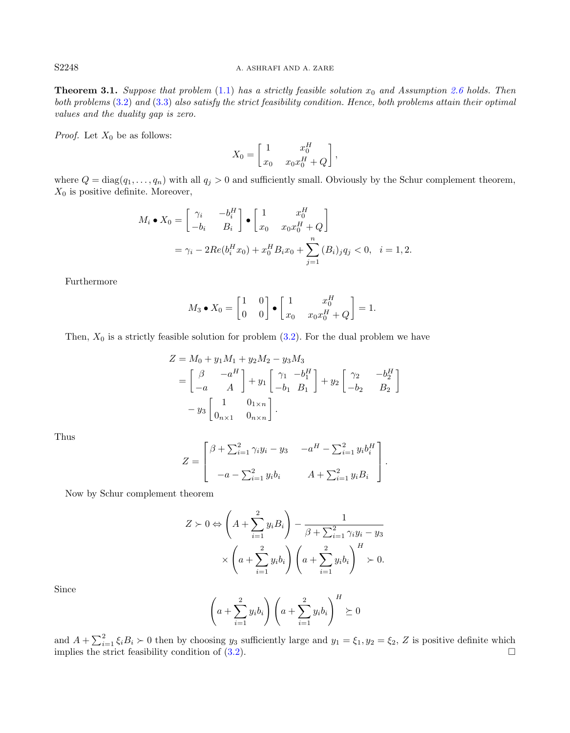**Theorem 3.1.** *Suppose that problem (1.1) has a strictly feasible solution $x_0$ and Assumption 2.6 holds. Then both problems (3.2) and (3.3) also satisfy the strict feasibility condition. Hence, both problems attain their optimal values and the duality gap is zero.*

*Proof.* Let $X_0$ be as follows:

$$X_0 = \begin{bmatrix} 1 & x_0^H \\ x_0 & x_0 x_0^H + Q \end{bmatrix},$$

where $Q = \operatorname{diag}(q_1, \ldots, q_n)$ with all $q_j > 0$ and sufficiently small. Obviously by the Schur complement theorem, $X_0$ is positive definite. Moreover,

$$\begin{aligned} M_i \bullet X_0 &= \begin{bmatrix} \gamma_i & -b_i^H \\ -b_i & B_i \end{bmatrix} \bullet \begin{bmatrix} 1 & x_0^H \\ x_0 & x_0 x_0^H + Q \end{bmatrix} \\ &= \gamma_i - 2Re(b_i^H x_0) + x_0^H B_i x_0 + \sum_{j=1}^{n} (B_i)_j q_j < 0, \quad i = 1, 2. \end{aligned}$$

Furthermore

$$M_3 \bullet X_0 = \begin{bmatrix} 1 & 0 \\ 0 & 0 \end{bmatrix} \bullet \begin{bmatrix} 1 & x_0^H \\ x_0 & x_0 x_0^H + Q \end{bmatrix} = 1.$$

Then, $X_0$ is a strictly feasible solution for problem (3.2). For the dual problem we have

$$\begin{aligned} Z &= M_0 + y_1 M_1 + y_2 M_2 - y_3 M_3 \\ &= \begin{bmatrix} \beta & -a^H \\ -a & A \end{bmatrix} + y_1 \begin{bmatrix} \gamma_1 & -b_1^H \\ -b_1 & B_1 \end{bmatrix} + y_2 \begin{bmatrix} \gamma_2 & -b_2^H \\ -b_2 & B_2 \end{bmatrix} \\ &\quad - y_3 \begin{bmatrix} 1 & 0_{1\times n} \\ 0_{n\times 1} & 0_{n\times n} \end{bmatrix}. \end{aligned}$$

Thus

$$Z = \begin{bmatrix} \beta + \sum_{i=1}^{2} \gamma_i y_i - y_3 & -a^H - \sum_{i=1}^{2} y_i b_i^H \\ -a - \sum_{i=1}^{2} y_i b_i & A + \sum_{i=1}^{2} y_i B_i \end{bmatrix}.$$

Now by Schur complement theorem

$$\begin{aligned} Z \succ 0 \Leftrightarrow \left( A + \sum_{i=1}^{2} y_i B_i \right) &- \frac{1}{\beta + \sum_{i=1}^{2} \gamma_i y_i - y_3} \\ &\times \left( a + \sum_{i=1}^{2} y_i b_i \right) \left( a + \sum_{i=1}^{2} y_i b_i \right)^H \succ 0. \end{aligned}$$

Since

$$\left( a + \sum_{i=1}^{2} y_i b_i \right) \left( a + \sum_{i=1}^{2} y_i b_i \right)^H \succeq 0$$

and $A + \sum_{i=1}^{2} \xi_i B_i \succ 0$ then by choosing $y_3$ sufficiently large and $y_1 = \xi_1, y_2 = \xi_2$, $Z$ is positive definite which implies the strict feasibility condition of (3.2). $\square$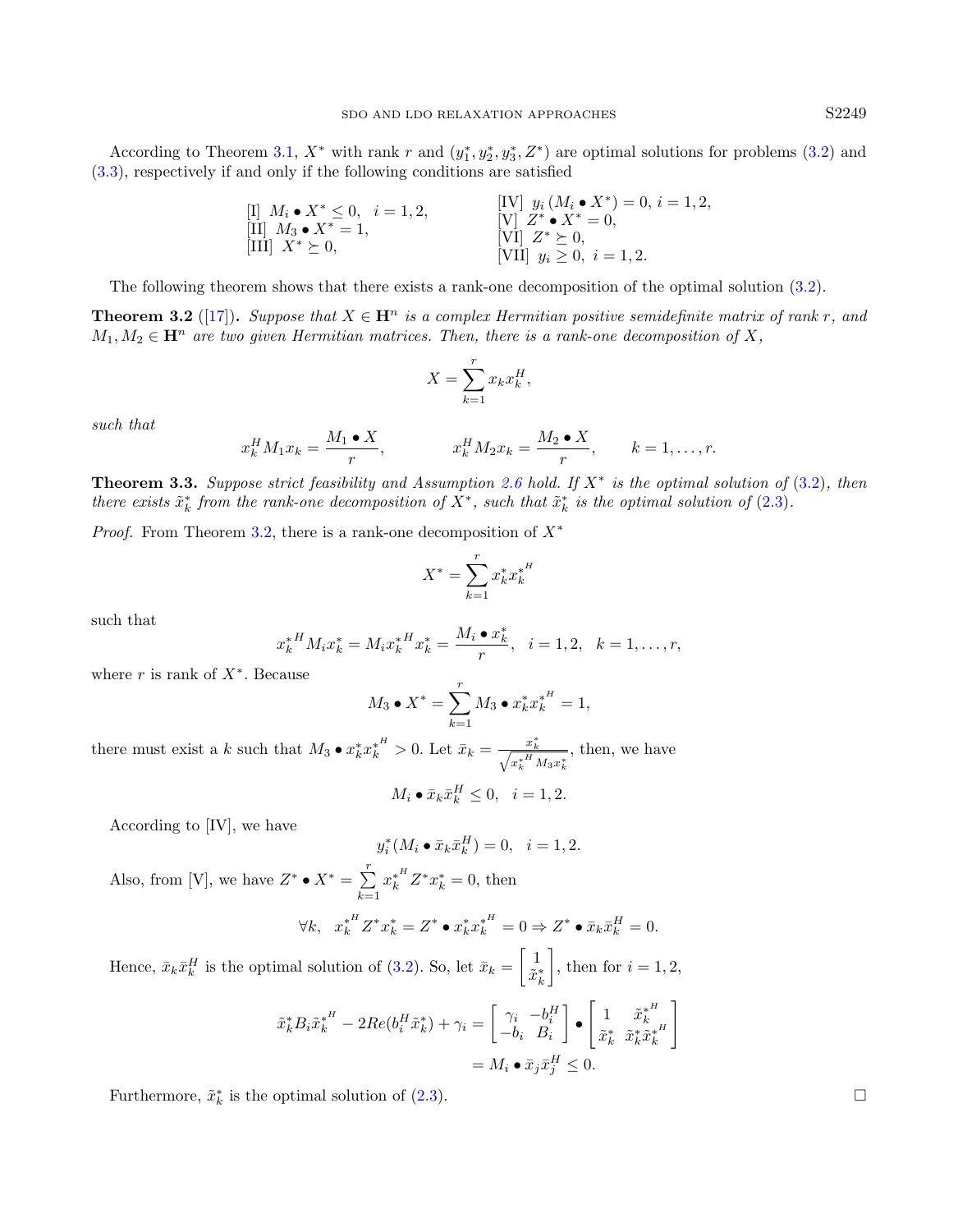According to Theorem 3.1, $X^*$ with rank $r$ and $(y_1^*, y_2^*, y_3^*, Z^*)$ are optimal solutions for problems (3.2) and (3.3), respectively if and only if the following conditions are satisfied

$$
\begin{array}{ll}
\text{[I]}\ \ M_i \bullet X^* \le 0, \quad i = 1, 2, & \text{[IV]}\ \ y_i\,(M_i \bullet X^*) = 0,\ i = 1, 2, \\
\text{[II]}\ \ M_3 \bullet X^* = 1, & \text{[V]}\ \ Z^* \bullet X^* = 0, \\
\text{[III]}\ \ X^* \succeq 0, & \text{[VI]}\ \ Z^* \succeq 0, \\
 & \text{[VII]}\ \ y_i \ge 0,\ i = 1, 2.
\end{array}
$$

The following theorem shows that there exists a rank-one decomposition of the optimal solution (3.2).

**Theorem 3.2** ([17])**.** *Suppose that $X \in \mathbf{H}^n$ is a complex Hermitian positive semidefinite matrix of rank $r$, and $M_1, M_2 \in \mathbf{H}^n$ are two given Hermitian matrices. Then, there is a rank-one decomposition of $X$,*

$$
X = \sum_{k=1}^{r} x_k x_k^H,
$$

*such that*

$$
x_k^H M_1 x_k = \frac{M_1 \bullet X}{r}, \qquad x_k^H M_2 x_k = \frac{M_2 \bullet X}{r}, \qquad k = 1, \ldots, r.
$$

**Theorem 3.3.** *Suppose strict feasibility and Assumption 2.6 hold. If $X^*$ is the optimal solution of (3.2), then there exists $\tilde{x}_k^*$ from the rank-one decomposition of $X^*$, such that $\tilde{x}_k^*$ is the optimal solution of (2.3).*

*Proof.* From Theorem 3.2, there is a rank-one decomposition of $X^*$

$$
X^* = \sum_{k=1}^{r} x_k^* {x_k^*}^H
$$

such that

$$
{x_k^*}^H M_i x_k^* = M_i {x_k^*}^H x_k^* = \frac{M_i \bullet x_k^*}{r}, \quad i = 1, 2, \quad k = 1, \ldots, r,
$$

where $r$ is rank of $X^*$. Because

$$
M_3 \bullet X^* = \sum_{k=1}^{r} M_3 \bullet x_k^* {x_k^*}^H = 1,
$$

there must exist a $k$ such that $M_3 \bullet x_k^* {x_k^*}^H > 0$. Let $\bar{x}_k = \frac{x_k^*}{\sqrt{{x_k^*}^H M_3 x_k^*}}$, then, we have

$$
M_i \bullet \bar{x}_k \bar{x}_k^H \le 0, \quad i = 1, 2.
$$

According to [IV], we have

$$
y_i^* (M_i \bullet \bar{x}_k \bar{x}_k^H) = 0, \quad i = 1, 2.
$$

Also, from [V], we have $Z^* \bullet X^* = \sum_{k=1}^{r} {x_k^*}^H Z^* x_k^* = 0$, then

$$
\forall k, \quad {x_k^*}^H Z^* x_k^* = Z^* \bullet x_k^* {x_k^*}^H = 0 \Rightarrow Z^* \bullet \bar{x}_k \bar{x}_k^H = 0.
$$

Hence, $\bar{x}_k \bar{x}_k^H$ is the optimal solution of (3.2). So, let $\bar{x}_k = \begin{bmatrix} 1 \\ \tilde{x}_k^* \end{bmatrix}$, then for $i = 1, 2$,

$$
\begin{aligned}
\tilde{x}_k^* B_i {\tilde{x}_k^*}^H - 2Re(b_i^H \tilde{x}_k^*) + \gamma_i &= \begin{bmatrix} \gamma_i & -b_i^H \\ -b_i & B_i \end{bmatrix} \bullet \begin{bmatrix} 1 & {\tilde{x}_k^*}^H \\ \tilde{x}_k^* & \tilde{x}_k^* {\tilde{x}_k^*}^H \end{bmatrix} \\
&= M_i \bullet \bar{x}_j \bar{x}_j^H \le 0.
\end{aligned}
$$

Furthermore, $\tilde{x}_k^*$ is the optimal solution of (2.3). $\square$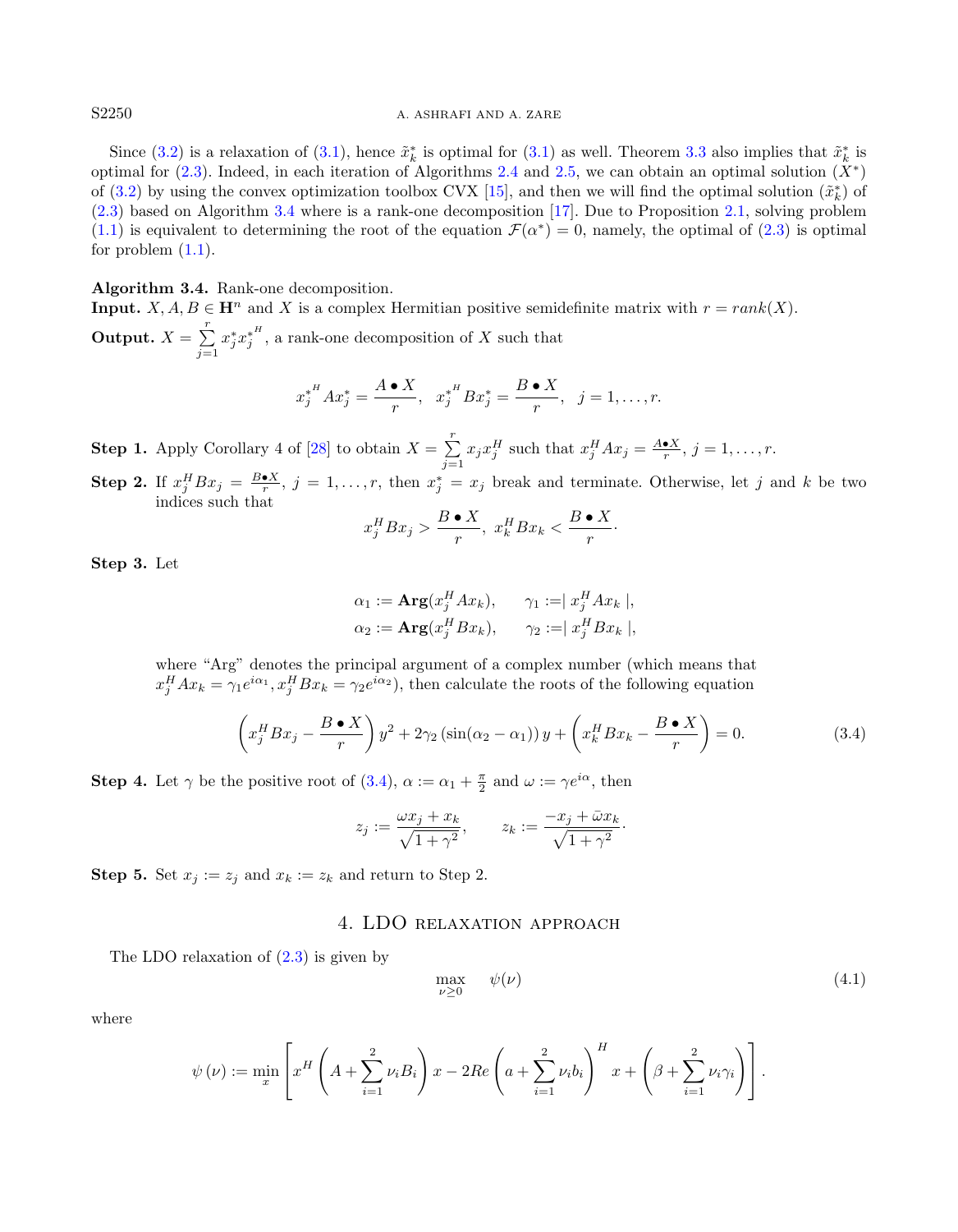Since (3.2) is a relaxation of (3.1), hence $\tilde{x}_k^*$ is optimal for (3.1) as well. Theorem 3.3 also implies that $\tilde{x}_k^*$ is optimal for (2.3). Indeed, in each iteration of Algorithms 2.4 and 2.5, we can obtain an optimal solution $(X^*)$ of (3.2) by using the convex optimization toolbox CVX [15], and then we will find the optimal solution $(\tilde{x}_k^*)$ of (2.3) based on Algorithm 3.4 where is a rank-one decomposition [17]. Due to Proposition 2.1, solving problem (1.1) is equivalent to determining the root of the equation $\mathcal{F}(\alpha^*) = 0$, namely, the optimal of (2.3) is optimal for problem (1.1).

**Algorithm 3.4.** Rank-one decomposition.

**Input.** $X, A, B \in \mathbf{H}^n$ and $X$ is a complex Hermitian positive semidefinite matrix with $r = rank(X)$.

**Output.** $X = \sum_{j=1}^{r} x_j^* {x_j^*}^H$, a rank-one decomposition of $X$ such that

$$ {x_j^*}^H A x_j^* = \frac{A \bullet X}{r}, \quad {x_j^*}^H B x_j^* = \frac{B \bullet X}{r}, \quad j = 1, \ldots, r. $$

**Step 1.** Apply Corollary 4 of [28] to obtain $X = \sum_{j=1}^{r} x_j x_j^H$ such that $x_j^H A x_j = \frac{A \bullet X}{r}$, $j = 1, \ldots, r$.

**Step 2.** If $x_j^H B x_j = \frac{B \bullet X}{r}$, $j = 1, \ldots, r$, then $x_j^* = x_j$ break and terminate. Otherwise, let $j$ and $k$ be two indices such that

$$ x_j^H B x_j > \frac{B \bullet X}{r}, \; x_k^H B x_k < \frac{B \bullet X}{r}. $$

**Step 3.** Let

$$ \alpha_1 := \mathbf{Arg}(x_j^H A x_k), \qquad \gamma_1 := | \, x_j^H A x_k \, |, $$
$$ \alpha_2 := \mathbf{Arg}(x_j^H B x_k), \qquad \gamma_2 := | \, x_j^H B x_k \, |, $$

where "Arg" denotes the principal argument of a complex number (which means that $x_j^H A x_k = \gamma_1 e^{i\alpha_1}, x_j^H B x_k = \gamma_2 e^{i\alpha_2}$), then calculate the roots of the following equation

$$ \left( x_j^H B x_j - \frac{B \bullet X}{r} \right) y^2 + 2\gamma_2 \left( \sin(\alpha_2 - \alpha_1) \right) y + \left( x_k^H B x_k - \frac{B \bullet X}{r} \right) = 0. \tag{3.4} $$

**Step 4.** Let $\gamma$ be the positive root of (3.4), $\alpha := \alpha_1 + \frac{\pi}{2}$ and $\omega := \gamma e^{i\alpha}$, then

$$ z_j := \frac{\omega x_j + x_k}{\sqrt{1 + \gamma^2}}, \qquad z_k := \frac{-x_j + \bar{\omega} x_k}{\sqrt{1 + \gamma^2}}. $$

**Step 5.** Set $x_j := z_j$ and $x_k := z_k$ and return to Step 2.

## 4. LDO relaxation approach

The LDO relaxation of (2.3) is given by

$$ \max_{\nu \geq 0} \quad \psi(\nu) \tag{4.1} $$

where

$$ \psi\left(\nu\right) := \min_{x} \left[ x^H \left( A + \sum_{i=1}^{2} \nu_i B_i \right) x - 2Re \left( a + \sum_{i=1}^{2} \nu_i b_i \right)^H x + \left( \beta + \sum_{i=1}^{2} \nu_i \gamma_i \right) \right]. $$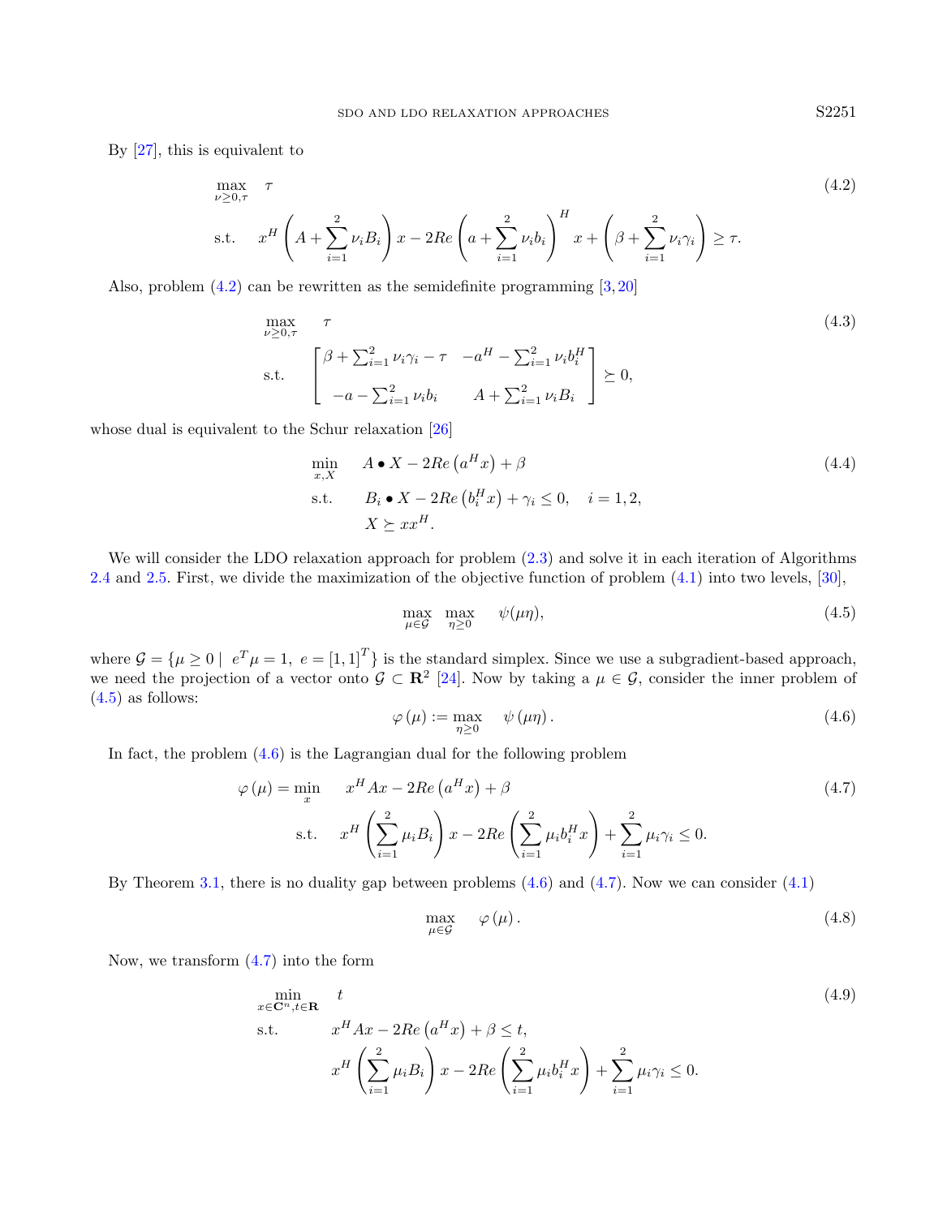By [27], this is equivalent to

$$
\begin{aligned}
&\max_{\nu \geq 0, \tau} \quad \tau \\
&\text{s.t.} \quad x^H \left( A + \sum_{i=1}^{2} \nu_i B_i \right) x - 2Re \left( a + \sum_{i=1}^{2} \nu_i b_i \right)^H x + \left( \beta + \sum_{i=1}^{2} \nu_i \gamma_i \right) \geq \tau.
\end{aligned}
\tag{4.2}
$$

Also, problem (4.2) can be rewritten as the semidefinite programming [3, 20]

$$
\begin{aligned}
&\max_{\nu \geq 0, \tau} \quad \tau \\
&\text{s.t.} \quad \begin{bmatrix} \beta + \sum_{i=1}^{2} \nu_i \gamma_i - \tau & -a^H - \sum_{i=1}^{2} \nu_i b_i^H \\ -a - \sum_{i=1}^{2} \nu_i b_i & A + \sum_{i=1}^{2} \nu_i B_i \end{bmatrix} \succeq 0,
\end{aligned}
\tag{4.3}
$$

whose dual is equivalent to the Schur relaxation [26]

$$
\begin{aligned}
&\min_{x, X} \quad A \bullet X - 2Re\left(a^H x\right) + \beta \\
&\text{s.t.} \quad B_i \bullet X - 2Re\left(b_i^H x\right) + \gamma_i \leq 0, \quad i = 1, 2, \\
&\qquad\quad X \succeq x x^H.
\end{aligned}
\tag{4.4}
$$

We will consider the LDO relaxation approach for problem (2.3) and solve it in each iteration of Algorithms 2.4 and 2.5. First, we divide the maximization of the objective function of problem (4.1) into two levels, [30],

$$
\max_{\mu \in \mathcal{G}} \ \max_{\eta \geq 0} \quad \psi(\mu \eta),
\tag{4.5}
$$

where $\mathcal{G} = \{\mu \geq 0 \mid \ e^T \mu = 1, \ e = [1, 1]^T\}$ is the standard simplex. Since we use a subgradient-based approach, we need the projection of a vector onto $\mathcal{G} \subset \mathbf{R}^2$ [24]. Now by taking a $\mu \in \mathcal{G}$, consider the inner problem of (4.5) as follows:

$$
\varphi(\mu) := \max_{\eta \geq 0} \quad \psi(\mu \eta).
\tag{4.6}
$$

In fact, the problem (4.6) is the Lagrangian dual for the following problem

$$
\begin{aligned}
\varphi(\mu) = \min_{x} \quad & x^H A x - 2Re\left(a^H x\right) + \beta \\
\text{s.t.} \quad & x^H \left( \sum_{i=1}^{2} \mu_i B_i \right) x - 2Re \left( \sum_{i=1}^{2} \mu_i b_i^H x \right) + \sum_{i=1}^{2} \mu_i \gamma_i \leq 0.
\end{aligned}
\tag{4.7}
$$

By Theorem 3.1, there is no duality gap between problems (4.6) and (4.7). Now we can consider (4.1)

$$
\max_{\mu \in \mathcal{G}} \quad \varphi(\mu).
\tag{4.8}
$$

Now, we transform (4.7) into the form

$$
\begin{aligned}
&\min_{x \in \mathbf{C}^n, t \in \mathbf{R}} \quad t \\
&\text{s.t.} \qquad x^H A x - 2Re\left(a^H x\right) + \beta \leq t, \\
&\qquad\qquad x^H \left( \sum_{i=1}^{2} \mu_i B_i \right) x - 2Re \left( \sum_{i=1}^{2} \mu_i b_i^H x \right) + \sum_{i=1}^{2} \mu_i \gamma_i \leq 0.
\end{aligned}
\tag{4.9}
$$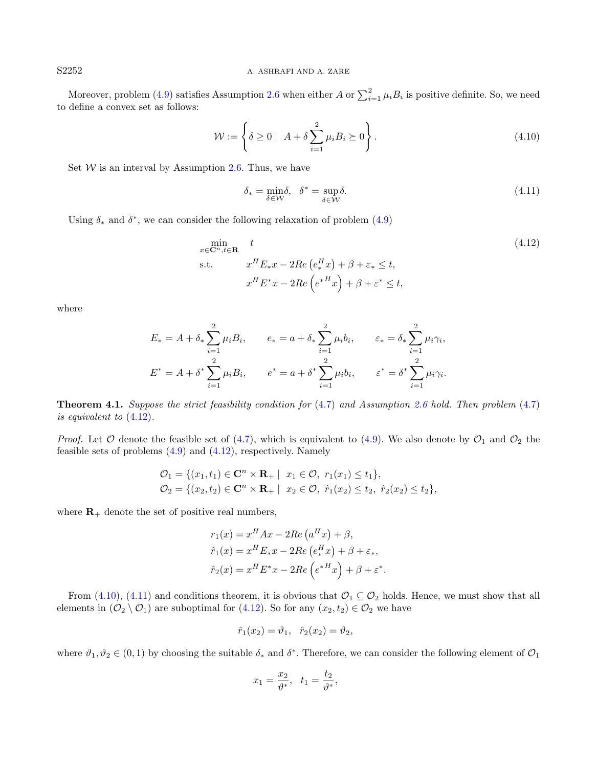Moreover, problem (4.9) satisfies Assumption 2.6 when either $A$ or $\sum_{i=1}^{2} \mu_i B_i$ is positive definite. So, we need to define a convex set as follows:

$$\mathcal{W} := \left\{ \delta \geq 0 \mid \; A + \delta \sum_{i=1}^{2} \mu_i B_i \succeq 0 \right\}. \tag{4.10}$$

Set $\mathcal{W}$ is an interval by Assumption 2.6. Thus, we have

$$\delta_* = \min_{\delta \in \mathcal{W}} \delta, \quad \delta^* = \sup_{\delta \in \mathcal{W}} \delta. \tag{4.11}$$

Using $\delta_*$ and $\delta^*$, we can consider the following relaxation of problem (4.9)

$$\begin{aligned}
\min_{x \in \mathbf{C}^n, t \in \mathbf{R}} \quad & t \\
\text{s.t.} \quad & x^H E_* x - 2Re\left(e_*^H x\right) + \beta + \varepsilon_* \leq t, \\
& x^H E^* x - 2Re\left({e^*}^H x\right) + \beta + \varepsilon^* \leq t,
\end{aligned} \tag{4.12}$$

where

$$E_* = A + \delta_* \sum_{i=1}^{2} \mu_i B_i, \qquad e_* = a + \delta_* \sum_{i=1}^{2} \mu_i b_i, \qquad \varepsilon_* = \delta_* \sum_{i=1}^{2} \mu_i \gamma_i,$$

$$E^* = A + \delta^* \sum_{i=1}^{2} \mu_i B_i, \qquad e^* = a + \delta^* \sum_{i=1}^{2} \mu_i b_i, \qquad \varepsilon^* = \delta^* \sum_{i=1}^{2} \mu_i \gamma_i.$$

**Theorem 4.1.** *Suppose the strict feasibility condition for (4.7) and Assumption 2.6 hold. Then problem (4.7) is equivalent to (4.12).*

*Proof.* Let $\mathcal{O}$ denote the feasible set of (4.7), which is equivalent to (4.9). We also denote by $\mathcal{O}_1$ and $\mathcal{O}_2$ the feasible sets of problems (4.9) and (4.12), respectively. Namely

$$\mathcal{O}_1 = \{(x_1, t_1) \in \mathbf{C}^n \times \mathbf{R}_+ \mid \; x_1 \in \mathcal{O}, \; r_1(x_1) \leq t_1\},$$
$$\mathcal{O}_2 = \{(x_2, t_2) \in \mathbf{C}^n \times \mathbf{R}_+ \mid \; x_2 \in \mathcal{O}, \; \hat{r}_1(x_2) \leq t_2, \; \hat{r}_2(x_2) \leq t_2\},$$

where $\mathbf{R}_+$ denote the set of positive real numbers,

$$r_1(x) = x^H A x - 2Re\left(a^H x\right) + \beta,$$
$$\hat{r}_1(x) = x^H E_* x - 2Re\left(e_*^H x\right) + \beta + \varepsilon_*,$$
$$\hat{r}_2(x) = x^H E^* x - 2Re\left({e^*}^H x\right) + \beta + \varepsilon^*.$$

From (4.10), (4.11) and conditions theorem, it is obvious that $\mathcal{O}_1 \subseteq \mathcal{O}_2$ holds. Hence, we must show that all elements in $(\mathcal{O}_2 \setminus \mathcal{O}_1)$ are suboptimal for (4.12). So for any $(x_2, t_2) \in \mathcal{O}_2$ we have

$$\hat{r}_1(x_2) = \vartheta_1, \quad \hat{r}_2(x_2) = \vartheta_2,$$

where $\vartheta_1, \vartheta_2 \in (0, 1)$ by choosing the suitable $\delta_*$ and $\delta^*$. Therefore, we can consider the following element of $\mathcal{O}_1$

$$x_1 = \frac{x_2}{\vartheta^*}, \quad t_1 = \frac{t_2}{\vartheta^*},$$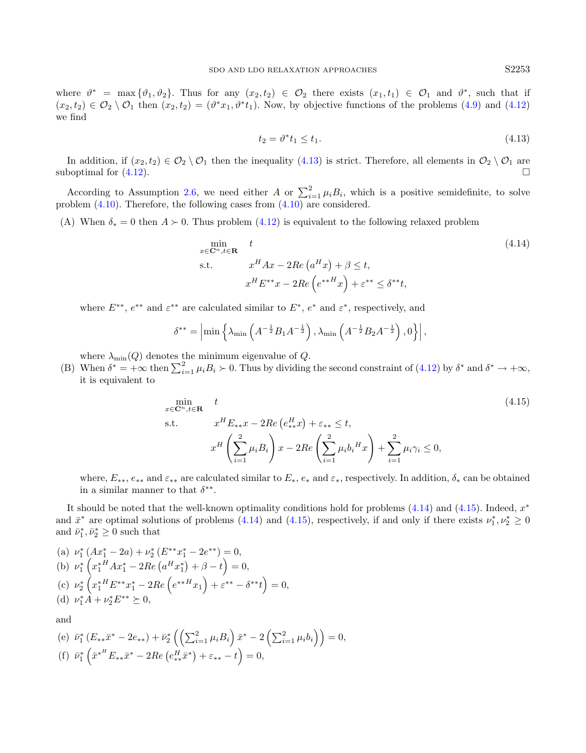where $\vartheta^* = \max\{\vartheta_1, \vartheta_2\}$. Thus for any $(x_2, t_2) \in \mathcal{O}_2$ there exists $(x_1, t_1) \in \mathcal{O}_1$ and $\vartheta^*$, such that if $(x_2, t_2) \in \mathcal{O}_2 \setminus \mathcal{O}_1$ then $(x_2, t_2) = (\vartheta^* x_1, \vartheta^* t_1)$. Now, by objective functions of the problems (4.9) and (4.12) we find

$$t_2 = \vartheta^* t_1 \leq t_1. \tag{4.13}$$

In addition, if $(x_2, t_2) \in \mathcal{O}_2 \setminus \mathcal{O}_1$ then the inequality (4.13) is strict. Therefore, all elements in $\mathcal{O}_2 \setminus \mathcal{O}_1$ are suboptimal for (4.12). $\square$

According to Assumption 2.6, we need either $A$ or $\sum_{i=1}^{2} \mu_i B_i$, which is a positive semidefinite, to solve problem (4.10). Therefore, the following cases from (4.10) are considered.

(A) When $\delta_* = 0$ then $A \succ 0$. Thus problem (4.12) is equivalent to the following relaxed problem

$$\begin{aligned}
\min_{x \in \mathbf{C}^n, t \in \mathbf{R}} \quad & t \\
\text{s.t.} \quad & x^H A x - 2Re\left(a^H x\right) + \beta \leq t, \\
& x^H E^{**} x - 2Re\left(e^{**H} x\right) + \varepsilon^{**} \leq \delta^{**} t,
\end{aligned} \tag{4.14}$$

where $E^{**}$, $e^{**}$ and $\varepsilon^{**}$ are calculated similar to $E^*$, $e^*$ and $\varepsilon^*$, respectively, and

$$\delta^{**} = \left|\min\left\{\lambda_{\min}\left(A^{-\frac{1}{2}} B_1 A^{-\frac{1}{2}}\right), \lambda_{\min}\left(A^{-\frac{1}{2}} B_2 A^{-\frac{1}{2}}\right), 0\right\}\right|,$$

where $\lambda_{\min}(Q)$ denotes the minimum eigenvalue of $Q$.

(B) When $\delta^* = +\infty$ then $\sum_{i=1}^{2} \mu_i B_i \succ 0$. Thus by dividing the second constraint of (4.12) by $\delta^*$ and $\delta^* \to +\infty$, it is equivalent to

$$\begin{aligned}
\min_{x \in \mathbf{C}^n, t \in \mathbf{R}} \quad & t \\
\text{s.t.} \quad & x^H E_{**} x - 2Re\left(e_{**}^H x\right) + \varepsilon_{**} \leq t, \\
& x^H \left(\sum_{i=1}^{2} \mu_i B_i\right) x - 2Re\left(\sum_{i=1}^{2} \mu_i {b_i}^H x\right) + \sum_{i=1}^{2} \mu_i \gamma_i \leq 0,
\end{aligned} \tag{4.15}$$

where, $E_{**}$, $e_{**}$ and $\varepsilon_{**}$ are calculated similar to $E_*$, $e_*$ and $\varepsilon_*$, respectively. In addition, $\delta_*$ can be obtained in a similar manner to that $\delta^{**}$.

It should be noted that the well-known optimality conditions hold for problems (4.14) and (4.15). Indeed, $x^*$ and $\bar{x}^*$ are optimal solutions of problems (4.14) and (4.15), respectively, if and only if there exists $\nu_1^*, \nu_2^* \geq 0$ and $\bar{\nu}_1^*, \bar{\nu}_2^* \geq 0$ such that

(a) $\nu_1^* \left(A x_1^* - 2a\right) + \nu_2^* \left(E^{**} x_1^* - 2e^{**}\right) = 0,$
(b) $\nu_1^* \left({x_1^*}^H A x_1^* - 2Re\left(a^H x_1^*\right) + \beta - t\right) = 0,$
(c) $\nu_2^* \left({x_1^*}^H E^{**} x_1^* - 2Re\left({e^{**}}^H x_1\right) + \varepsilon^{**} - \delta^{**} t\right) = 0,$
(d) $\nu_1^* A + \nu_2^* E^{**} \succeq 0,$

and

(e) $\bar{\nu}_1^* \left(E_{**} \bar{x}^* - 2e_{**}\right) + \bar{\nu}_2^* \left(\left(\sum_{i=1}^{2} \mu_i B_i\right) \bar{x}^* - 2\left(\sum_{i=1}^{2} \mu_i b_i\right)\right) = 0,$
(f) $\bar{\nu}_1^* \left({\bar{x}^*}^H E_{**} \bar{x}^* - 2Re\left(e_{**}^H \bar{x}^*\right) + \varepsilon_{**} - t\right) = 0,$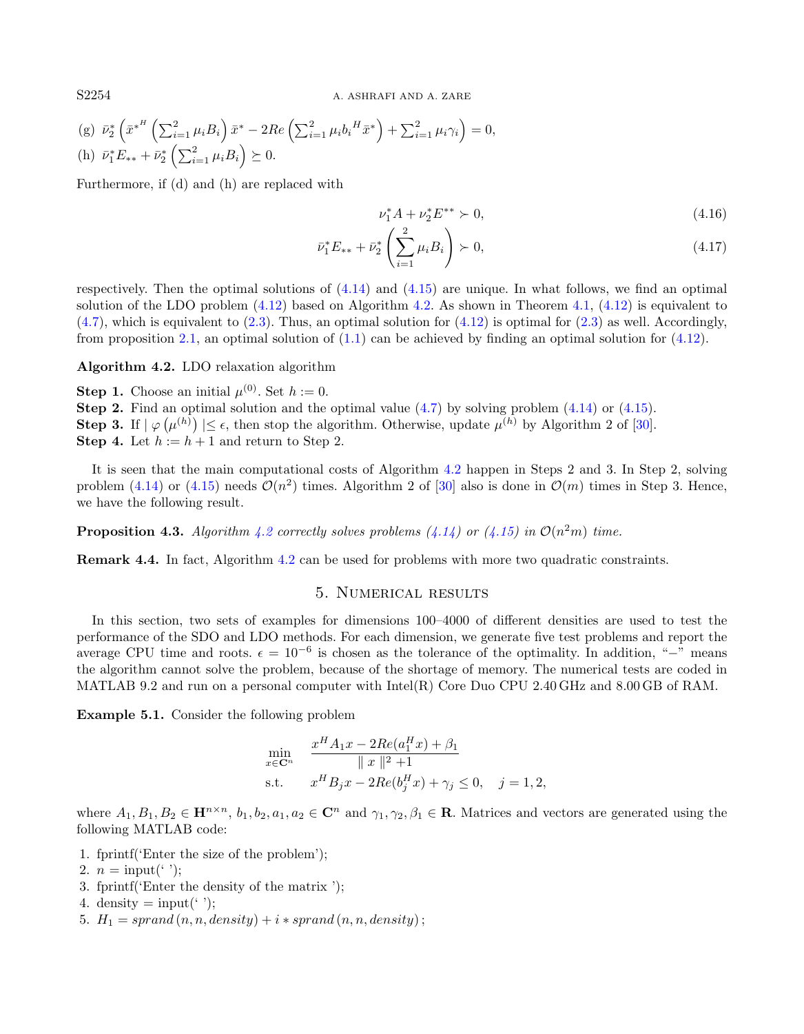(g) $\bar{\nu}_2^* \left( \bar{x}^{*^H} \left( \sum_{i=1}^2 \mu_i B_i \right) \bar{x}^* - 2Re \left( \sum_{i=1}^2 \mu_i {b_i}^H \bar{x}^* \right) + \sum_{i=1}^2 \mu_i \gamma_i \right) = 0,$

(h) $\bar{\nu}_1^* E_{**} + \bar{\nu}_2^* \left( \sum_{i=1}^2 \mu_i B_i \right) \succeq 0.$

Furthermore, if (d) and (h) are replaced with

$$\nu_1^* A + \nu_2^* E^{**} \succ 0, \tag{4.16}$$

$$\bar{\nu}_1^* E_{**} + \bar{\nu}_2^* \left( \sum_{i=1}^2 \mu_i B_i \right) \succ 0, \tag{4.17}$$

respectively. Then the optimal solutions of (4.14) and (4.15) are unique. In what follows, we find an optimal solution of the LDO problem (4.12) based on Algorithm 4.2. As shown in Theorem 4.1, (4.12) is equivalent to (4.7), which is equivalent to (2.3). Thus, an optimal solution for (4.12) is optimal for (2.3) as well. Accordingly, from proposition 2.1, an optimal solution of (1.1) can be achieved by finding an optimal solution for (4.12).

**Algorithm 4.2.** LDO relaxation algorithm

**Step 1.** Choose an initial $\mu^{(0)}$. Set $h := 0$.
**Step 2.** Find an optimal solution and the optimal value (4.7) by solving problem (4.14) or (4.15).
**Step 3.** If $| \varphi \left( \mu^{(h)} \right) | \leq \epsilon$, then stop the algorithm. Otherwise, update $\mu^{(h)}$ by Algorithm 2 of [30].
**Step 4.** Let $h := h + 1$ and return to Step 2.

It is seen that the main computational costs of Algorithm 4.2 happen in Steps 2 and 3. In Step 2, solving problem (4.14) or (4.15) needs $\mathcal{O}(n^2)$ times. Algorithm 2 of [30] also is done in $\mathcal{O}(m)$ times in Step 3. Hence, we have the following result.

**Proposition 4.3.** *Algorithm 4.2 correctly solves problems (4.14) or (4.15) in $\mathcal{O}(n^2 m)$ time.*

**Remark 4.4.** In fact, Algorithm 4.2 can be used for problems with more two quadratic constraints.

## 5. Numerical results

In this section, two sets of examples for dimensions 100–4000 of different densities are used to test the performance of the SDO and LDO methods. For each dimension, we generate five test problems and report the average CPU time and roots. $\epsilon = 10^{-6}$ is chosen as the tolerance of the optimality. In addition, "−" means the algorithm cannot solve the problem, because of the shortage of memory. The numerical tests are coded in MATLAB 9.2 and run on a personal computer with Intel(R) Core Duo CPU 2.40 GHz and 8.00 GB of RAM.

**Example 5.1.** Consider the following problem

$$\begin{aligned} \min_{x \in \mathbf{C}^n} \quad & \frac{x^H A_1 x - 2Re(a_1^H x) + \beta_1}{\| x \|^2 + 1} \\ \text{s.t.} \quad & x^H B_j x - 2Re(b_j^H x) + \gamma_j \leq 0, \quad j = 1, 2, \end{aligned}$$

where $A_1, B_1, B_2 \in \mathbf{H}^{n \times n}$, $b_1, b_2, a_1, a_2 \in \mathbf{C}^n$ and $\gamma_1, \gamma_2, \beta_1 \in \mathbf{R}$. Matrices and vectors are generated using the following MATLAB code:

1. fprintf('Enter the size of the problem');
2. $n$ = input(' ');
3. fprintf('Enter the density of the matrix ');
4. density = input(' ');
5. $H_1 = sprand\,(n, n, density) + i * sprand\,(n, n, density)\,;$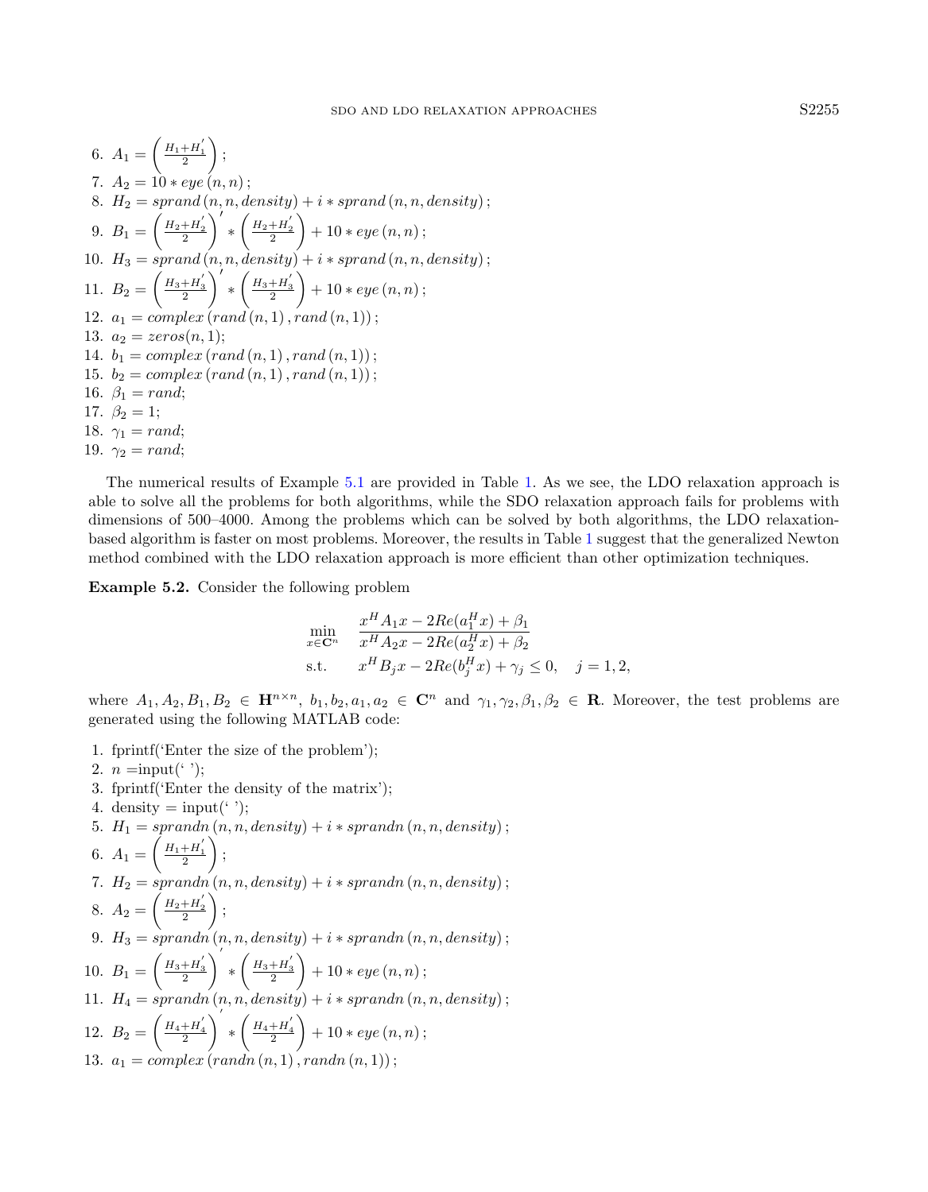6. $A_1 = \left(\frac{H_1+H_1^{'}}{2}\right);$
7. $A_2 = 10 * eye\,(n,n);$
8. $H_2 = sprand\,(n,n,density) + i * sprand\,(n,n,density);$
9. $B_1 = \left(\frac{H_2+H_2^{'}}{2}\right)^{'} * \left(\frac{H_2+H_2^{'}}{2}\right) + 10 * eye\,(n,n);$
10. $H_3 = sprand\,(n,n,density) + i * sprand\,(n,n,density);$
11. $B_2 = \left(\frac{H_3+H_3^{'}}{2}\right)^{'} * \left(\frac{H_3+H_3^{'}}{2}\right) + 10 * eye\,(n,n);$
12. $a_1 = complex\,(rand\,(n,1)\,, rand\,(n,1));$
13. $a_2 = zeros(n,1);$
14. $b_1 = complex\,(rand\,(n,1)\,, rand\,(n,1));$
15. $b_2 = complex\,(rand\,(n,1)\,, rand\,(n,1));$
16. $\beta_1 = rand;$
17. $\beta_2 = 1;$
18. $\gamma_1 = rand;$
19. $\gamma_2 = rand;$

The numerical results of Example 5.1 are provided in Table 1. As we see, the LDO relaxation approach is able to solve all the problems for both algorithms, while the SDO relaxation approach fails for problems with dimensions of 500–4000. Among the problems which can be solved by both algorithms, the LDO relaxation-based algorithm is faster on most problems. Moreover, the results in Table 1 suggest that the generalized Newton method combined with the LDO relaxation approach is more efficient than other optimization techniques.

**Example 5.2.** Consider the following problem

$$\begin{aligned}
\min_{x\in\mathbf{C}^n} \quad & \frac{x^H A_1 x - 2Re(a_1^H x) + \beta_1}{x^H A_2 x - 2Re(a_2^H x) + \beta_2} \\
\text{s.t.} \quad & x^H B_j x - 2Re(b_j^H x) + \gamma_j \leq 0, \quad j = 1, 2,
\end{aligned}$$

where $A_1, A_2, B_1, B_2 \in \mathbf{H}^{n\times n}$, $b_1, b_2, a_1, a_2 \in \mathbf{C}^n$ and $\gamma_1, \gamma_2, \beta_1, \beta_2 \in \mathbf{R}$. Moreover, the test problems are generated using the following MATLAB code:

1. fprintf('Enter the size of the problem');
2. $n$ =input(' ');
3. fprintf('Enter the density of the matrix');
4. density = input(' ');
5. $H_1 = sprandn\,(n,n,density) + i * sprandn\,(n,n,density);$
6. $A_1 = \left(\frac{H_1+H_1^{'}}{2}\right);$
7. $H_2 = sprandn\,(n,n,density) + i * sprandn\,(n,n,density);$
8. $A_2 = \left(\frac{H_2+H_2^{'}}{2}\right);$
9. $H_3 = sprandn\,(n,n,density) + i * sprandn\,(n,n,density);$
10. $B_1 = \left(\frac{H_3+H_3^{'}}{2}\right)^{'} * \left(\frac{H_3+H_3^{'}}{2}\right) + 10 * eye\,(n,n);$
11. $H_4 = sprandn\,(n,n,density) + i * sprandn\,(n,n,density);$
12. $B_2 = \left(\frac{H_4+H_4^{'}}{2}\right)^{'} * \left(\frac{H_4+H_4^{'}}{2}\right) + 10 * eye\,(n,n);$
13. $a_1 = complex\,(randn\,(n,1)\,, randn\,(n,1));$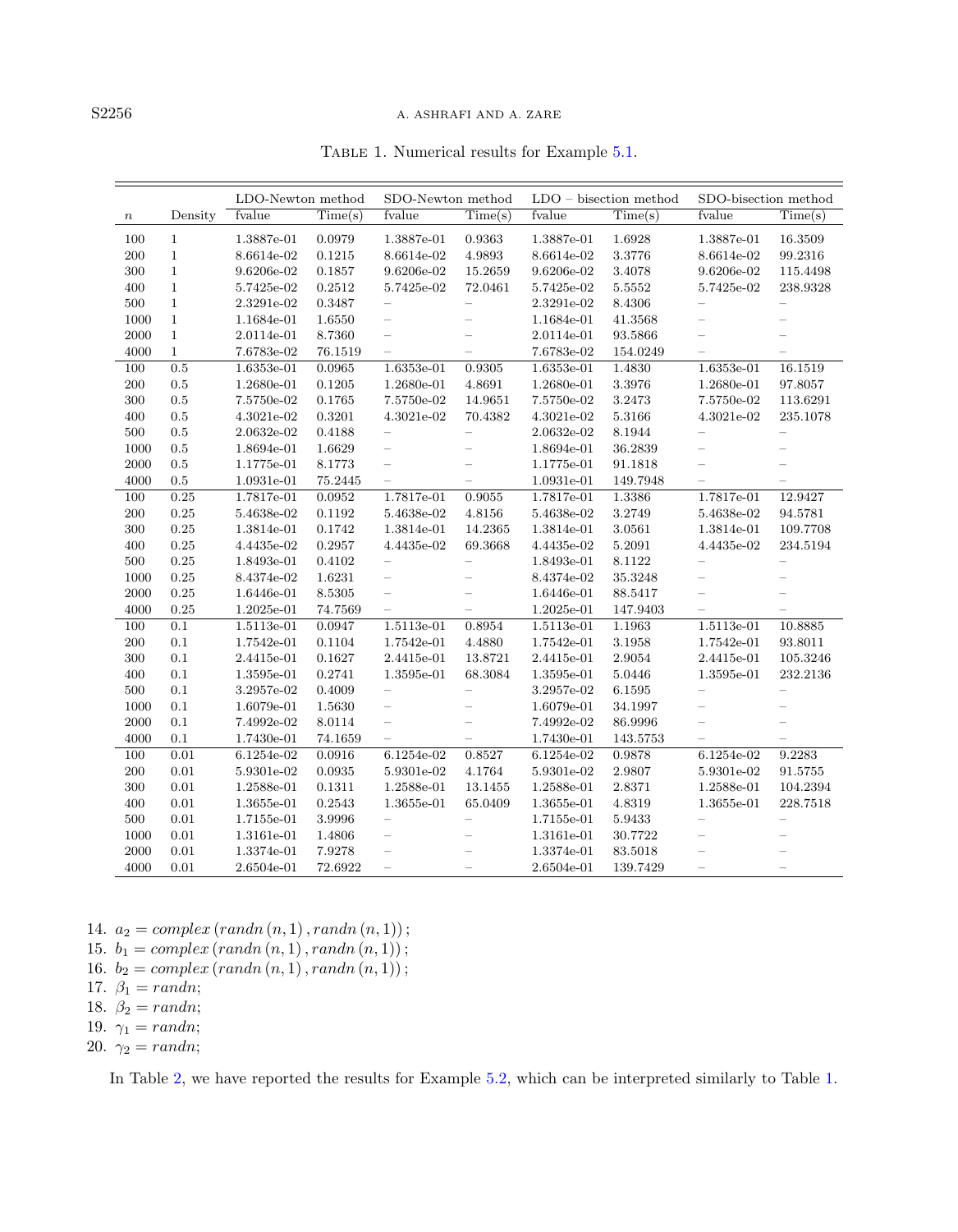Table 1. Numerical results for Example 5.1.

| | | LDO-Newton method | | SDO-Newton method | | LDO – bisection method | | SDO-bisection method | |
|---|---|---|---|---|---|---|---|---|---|
| $n$ | Density | fvalue | Time(s) | fvalue | Time(s) | fvalue | Time(s) | fvalue | Time(s) |
| 100 | 1 | 1.3887e-01 | 0.0979 | 1.3887e-01 | 0.9363 | 1.3887e-01 | 1.6928 | 1.3887e-01 | 16.3509 |
| 200 | 1 | 8.6614e-02 | 0.1215 | 8.6614e-02 | 4.9893 | 8.6614e-02 | 3.3776 | 8.6614e-02 | 99.2316 |
| 300 | 1 | 9.6206e-02 | 0.1857 | 9.6206e-02 | 15.2659 | 9.6206e-02 | 3.4078 | 9.6206e-02 | 115.4498 |
| 400 | 1 | 5.7425e-02 | 0.2512 | 5.7425e-02 | 72.0461 | 5.7425e-02 | 5.5552 | 5.7425e-02 | 238.9328 |
| 500 | 1 | 2.3291e-02 | 0.3487 | – | – | 2.3291e-02 | 8.4306 | – | – |
| 1000 | 1 | 1.1684e-01 | 1.6550 | – | – | 1.1684e-01 | 41.3568 | – | – |
| 2000 | 1 | 2.0114e-01 | 8.7360 | – | – | 2.0114e-01 | 93.5866 | – | – |
| 4000 | 1 | 7.6783e-02 | 76.1519 | – | – | 7.6783e-02 | 154.0249 | – | – |
| 100 | 0.5 | 1.6353e-01 | 0.0965 | 1.6353e-01 | 0.9305 | 1.6353e-01 | 1.4830 | 1.6353e-01 | 16.1519 |
| 200 | 0.5 | 1.2680e-01 | 0.1205 | 1.2680e-01 | 4.8691 | 1.2680e-01 | 3.3976 | 1.2680e-01 | 97.8057 |
| 300 | 0.5 | 7.5750e-02 | 0.1765 | 7.5750e-02 | 14.9651 | 7.5750e-02 | 3.2473 | 7.5750e-02 | 113.6291 |
| 400 | 0.5 | 4.3021e-02 | 0.3201 | 4.3021e-02 | 70.4382 | 4.3021e-02 | 5.3166 | 4.3021e-02 | 235.1078 |
| 500 | 0.5 | 2.0632e-02 | 0.4188 | – | – | 2.0632e-02 | 8.1944 | – | – |
| 1000 | 0.5 | 1.8694e-01 | 1.6629 | – | – | 1.8694e-01 | 36.2839 | – | – |
| 2000 | 0.5 | 1.1775e-01 | 8.1773 | – | – | 1.1775e-01 | 91.1818 | – | – |
| 4000 | 0.5 | 1.0931e-01 | 75.2445 | – | – | 1.0931e-01 | 149.7948 | – | – |
| 100 | 0.25 | 1.7817e-01 | 0.0952 | 1.7817e-01 | 0.9055 | 1.7817e-01 | 1.3386 | 1.7817e-01 | 12.9427 |
| 200 | 0.25 | 5.4638e-02 | 0.1192 | 5.4638e-02 | 4.8156 | 5.4638e-02 | 3.2749 | 5.4638e-02 | 94.5781 |
| 300 | 0.25 | 1.3814e-01 | 0.1742 | 1.3814e-01 | 14.2365 | 1.3814e-01 | 3.0561 | 1.3814e-01 | 109.7708 |
| 400 | 0.25 | 4.4435e-02 | 0.2957 | 4.4435e-02 | 69.3668 | 4.4435e-02 | 5.2091 | 4.4435e-02 | 234.5194 |
| 500 | 0.25 | 1.8493e-01 | 0.4102 | – | – | 1.8493e-01 | 8.1122 | – | – |
| 1000 | 0.25 | 8.4374e-02 | 1.6231 | – | – | 8.4374e-02 | 35.3248 | – | – |
| 2000 | 0.25 | 1.6446e-01 | 8.5305 | – | – | 1.6446e-01 | 88.5417 | – | – |
| 4000 | 0.25 | 1.2025e-01 | 74.7569 | – | – | 1.2025e-01 | 147.9403 | – | – |
| 100 | 0.1 | 1.5113e-01 | 0.0947 | 1.5113e-01 | 0.8954 | 1.5113e-01 | 1.1963 | 1.5113e-01 | 10.8885 |
| 200 | 0.1 | 1.7542e-01 | 0.1104 | 1.7542e-01 | 4.4880 | 1.7542e-01 | 3.1958 | 1.7542e-01 | 93.8011 |
| 300 | 0.1 | 2.4415e-01 | 0.1627 | 2.4415e-01 | 13.8721 | 2.4415e-01 | 2.9054 | 2.4415e-01 | 105.3246 |
| 400 | 0.1 | 1.3595e-01 | 0.2741 | 1.3595e-01 | 68.3084 | 1.3595e-01 | 5.0446 | 1.3595e-01 | 232.2136 |
| 500 | 0.1 | 3.2957e-02 | 0.4009 | – | – | 3.2957e-02 | 6.1595 | – | – |
| 1000 | 0.1 | 1.6079e-01 | 1.5630 | – | – | 1.6079e-01 | 34.1997 | – | – |
| 2000 | 0.1 | 7.4992e-02 | 8.0114 | – | – | 7.4992e-02 | 86.9996 | – | – |
| 4000 | 0.1 | 1.7430e-01 | 74.1659 | – | – | 1.7430e-01 | 143.5753 | – | – |
| 100 | 0.01 | 6.1254e-02 | 0.0916 | 6.1254e-02 | 0.8527 | 6.1254e-02 | 0.9878 | 6.1254e-02 | 9.2283 |
| 200 | 0.01 | 5.9301e-02 | 0.0935 | 5.9301e-02 | 4.1764 | 5.9301e-02 | 2.9807 | 5.9301e-02 | 91.5755 |
| 300 | 0.01 | 1.2588e-01 | 0.1311 | 1.2588e-01 | 13.1455 | 1.2588e-01 | 2.8371 | 1.2588e-01 | 104.2394 |
| 400 | 0.01 | 1.3655e-01 | 0.2543 | 1.3655e-01 | 65.0409 | 1.3655e-01 | 4.8319 | 1.3655e-01 | 228.7518 |
| 500 | 0.01 | 1.7155e-01 | 3.9996 | – | – | 1.7155e-01 | 5.9433 | – | – |
| 1000 | 0.01 | 1.3161e-01 | 1.4806 | – | – | 1.3161e-01 | 30.7722 | – | – |
| 2000 | 0.01 | 1.3374e-01 | 7.9278 | – | – | 1.3374e-01 | 83.5018 | – | – |
| 4000 | 0.01 | 2.6504e-01 | 72.6922 | – | – | 2.6504e-01 | 139.7429 | – | – |

14. $a_2 = complex\left(randn\left(n,1\right), randn\left(n,1\right)\right);$
15. $b_1 = complex\left(randn\left(n,1\right), randn\left(n,1\right)\right);$
16. $b_2 = complex\left(randn\left(n,1\right), randn\left(n,1\right)\right);$
17. $\beta_1 = randn;$
18. $\beta_2 = randn;$
19. $\gamma_1 = randn;$
20. $\gamma_2 = randn;$

In Table 2, we have reported the results for Example 5.2, which can be interpreted similarly to Table 1.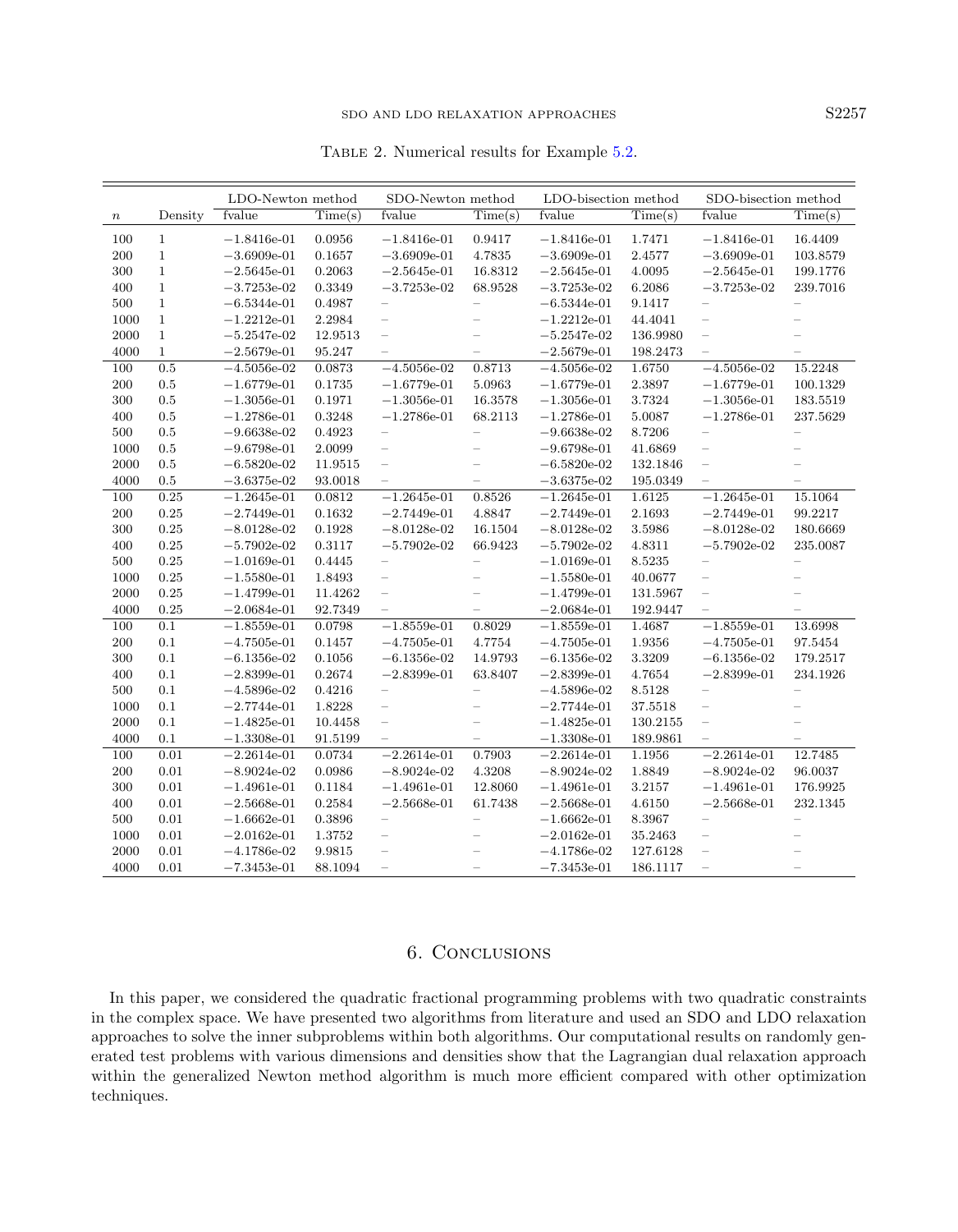Table 2. Numerical results for Example 5.2.

| | | LDO-Newton method | | SDO-Newton method | | LDO-bisection method | | SDO-bisection method | |
|---|---|---|---|---|---|---|---|---|---|
| $n$ | Density | fvalue | Time(s) | fvalue | Time(s) | fvalue | Time(s) | fvalue | Time(s) |
| 100 | 1 | −1.8416e-01 | 0.0956 | −1.8416e-01 | 0.9417 | −1.8416e-01 | 1.7471 | −1.8416e-01 | 16.4409 |
| 200 | 1 | −3.6909e-01 | 0.1657 | −3.6909e-01 | 4.7835 | −3.6909e-01 | 2.4577 | −3.6909e-01 | 103.8579 |
| 300 | 1 | −2.5645e-01 | 0.2063 | −2.5645e-01 | 16.8312 | −2.5645e-01 | 4.0095 | −2.5645e-01 | 199.1776 |
| 400 | 1 | −3.7253e-02 | 0.3349 | −3.7253e-02 | 68.9528 | −3.7253e-02 | 6.2086 | −3.7253e-02 | 239.7016 |
| 500 | 1 | −6.5344e-01 | 0.4987 | – | – | −6.5344e-01 | 9.1417 | – | – |
| 1000 | 1 | −1.2212e-01 | 2.2984 | – | – | −1.2212e-01 | 44.4041 | – | – |
| 2000 | 1 | −5.2547e-02 | 12.9513 | – | – | −5.2547e-02 | 136.9980 | – | – |
| 4000 | 1 | −2.5679e-01 | 95.247 | – | – | −2.5679e-01 | 198.2473 | – | – |
| 100 | 0.5 | −4.5056e-02 | 0.0873 | −4.5056e-02 | 0.8713 | −4.5056e-02 | 1.6750 | −4.5056e-02 | 15.2248 |
| 200 | 0.5 | −1.6779e-01 | 0.1735 | −1.6779e-01 | 5.0963 | −1.6779e-01 | 2.3897 | −1.6779e-01 | 100.1329 |
| 300 | 0.5 | −1.3056e-01 | 0.1971 | −1.3056e-01 | 16.3578 | −1.3056e-01 | 3.7324 | −1.3056e-01 | 183.5519 |
| 400 | 0.5 | −1.2786e-01 | 0.3248 | −1.2786e-01 | 68.2113 | −1.2786e-01 | 5.0087 | −1.2786e-01 | 237.5629 |
| 500 | 0.5 | −9.6638e-02 | 0.4923 | – | – | −9.6638e-02 | 8.7206 | – | – |
| 1000 | 0.5 | −9.6798e-01 | 2.0099 | – | – | −9.6798e-01 | 41.6869 | – | – |
| 2000 | 0.5 | −6.5820e-02 | 11.9515 | – | – | −6.5820e-02 | 132.1846 | – | – |
| 4000 | 0.5 | −3.6375e-02 | 93.0018 | – | – | −3.6375e-02 | 195.0349 | – | – |
| 100 | 0.25 | −1.2645e-01 | 0.0812 | −1.2645e-01 | 0.8526 | −1.2645e-01 | 1.6125 | −1.2645e-01 | 15.1064 |
| 200 | 0.25 | −2.7449e-01 | 0.1632 | −2.7449e-01 | 4.8847 | −2.7449e-01 | 2.1693 | −2.7449e-01 | 99.2217 |
| 300 | 0.25 | −8.0128e-02 | 0.1928 | −8.0128e-02 | 16.1504 | −8.0128e-02 | 3.5986 | −8.0128e-02 | 180.6669 |
| 400 | 0.25 | −5.7902e-02 | 0.3117 | −5.7902e-02 | 66.9423 | −5.7902e-02 | 4.8311 | −5.7902e-02 | 235.0087 |
| 500 | 0.25 | −1.0169e-01 | 0.4445 | – | – | −1.0169e-01 | 8.5235 | – | – |
| 1000 | 0.25 | −1.5580e-01 | 1.8493 | – | – | −1.5580e-01 | 40.0677 | – | – |
| 2000 | 0.25 | −1.4799e-01 | 11.4262 | – | – | −1.4799e-01 | 131.5967 | – | – |
| 4000 | 0.25 | −2.0684e-01 | 92.7349 | – | – | −2.0684e-01 | 192.9447 | – | – |
| 100 | 0.1 | −1.8559e-01 | 0.0798 | −1.8559e-01 | 0.8029 | −1.8559e-01 | 1.4687 | −1.8559e-01 | 13.6998 |
| 200 | 0.1 | −4.7505e-01 | 0.1457 | −4.7505e-01 | 4.7754 | −4.7505e-01 | 1.9356 | −4.7505e-01 | 97.5454 |
| 300 | 0.1 | −6.1356e-02 | 0.1056 | −6.1356e-02 | 14.9793 | −6.1356e-02 | 3.3209 | −6.1356e-02 | 179.2517 |
| 400 | 0.1 | −2.8399e-01 | 0.2674 | −2.8399e-01 | 63.8407 | −2.8399e-01 | 4.7654 | −2.8399e-01 | 234.1926 |
| 500 | 0.1 | −4.5896e-02 | 0.4216 | – | – | −4.5896e-02 | 8.5128 | – | – |
| 1000 | 0.1 | −2.7744e-01 | 1.8228 | – | – | −2.7744e-01 | 37.5518 | – | – |
| 2000 | 0.1 | −1.4825e-01 | 10.4458 | – | – | −1.4825e-01 | 130.2155 | – | – |
| 4000 | 0.1 | −1.3308e-01 | 91.5199 | – | – | −1.3308e-01 | 189.9861 | – | – |
| 100 | 0.01 | −2.2614e-01 | 0.0734 | −2.2614e-01 | 0.7903 | −2.2614e-01 | 1.1956 | −2.2614e-01 | 12.7485 |
| 200 | 0.01 | −8.9024e-02 | 0.0986 | −8.9024e-02 | 4.3208 | −8.9024e-02 | 1.8849 | −8.9024e-02 | 96.0037 |
| 300 | 0.01 | −1.4961e-01 | 0.1184 | −1.4961e-01 | 12.8060 | −1.4961e-01 | 3.2157 | −1.4961e-01 | 176.9925 |
| 400 | 0.01 | −2.5668e-01 | 0.2584 | −2.5668e-01 | 61.7438 | −2.5668e-01 | 4.6150 | −2.5668e-01 | 232.1345 |
| 500 | 0.01 | −1.6662e-01 | 0.3896 | – | – | −1.6662e-01 | 8.3967 | – | – |
| 1000 | 0.01 | −2.0162e-01 | 1.3752 | – | – | −2.0162e-01 | 35.2463 | – | – |
| 2000 | 0.01 | −4.1786e-02 | 9.9815 | – | – | −4.1786e-02 | 127.6128 | – | – |
| 4000 | 0.01 | −7.3453e-01 | 88.1094 | – | – | −7.3453e-01 | 186.1117 | – | – |

## 6. Conclusions

In this paper, we considered the quadratic fractional programming problems with two quadratic constraints in the complex space. We have presented two algorithms from literature and used an SDO and LDO relaxation approaches to solve the inner subproblems within both algorithms. Our computational results on randomly generated test problems with various dimensions and densities show that the Lagrangian dual relaxation approach within the generalized Newton method algorithm is much more efficient compared with other optimization techniques.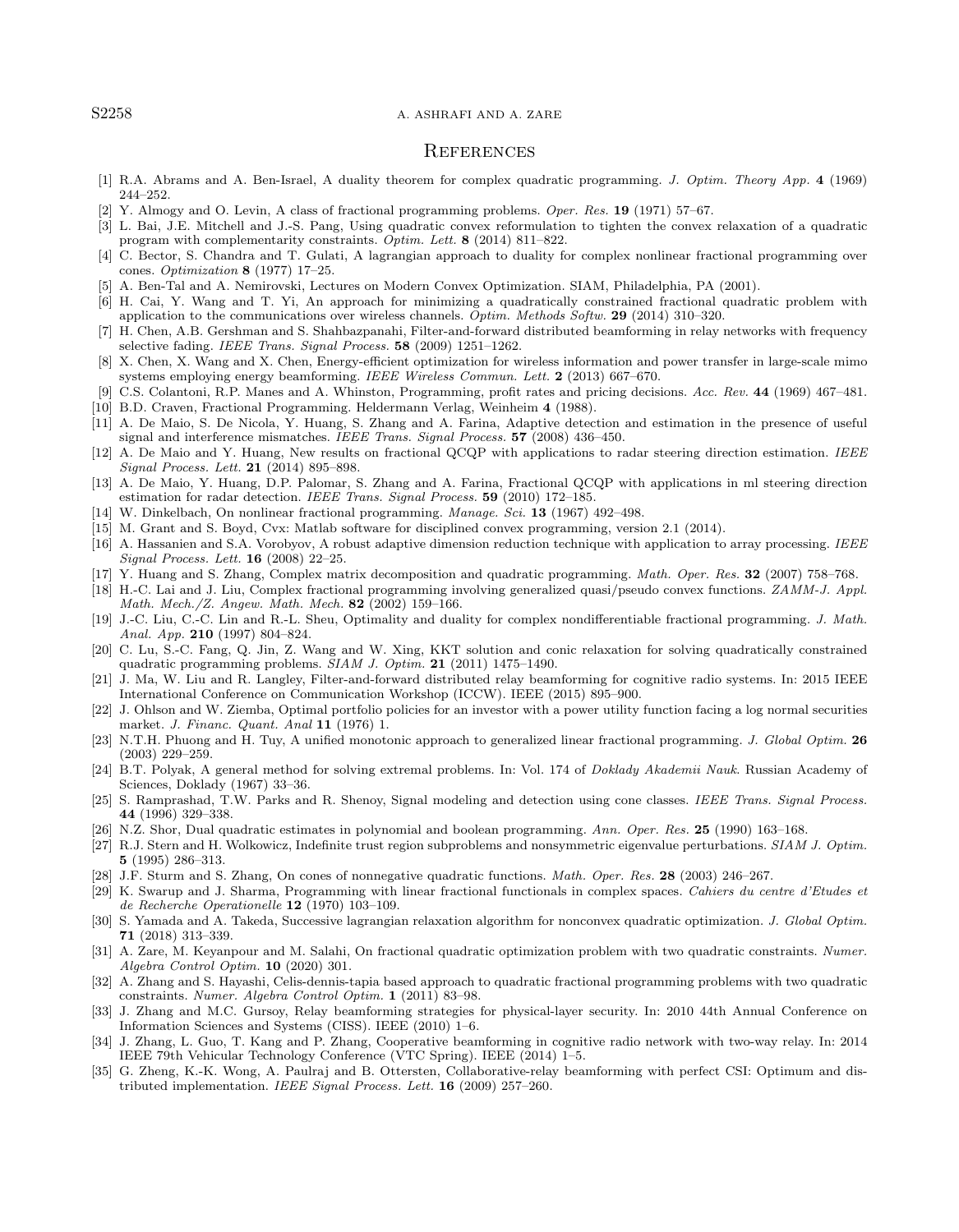# References

[1] R.A. Abrams and A. Ben-Israel, A duality theorem for complex quadratic programming. *J. Optim. Theory App.* **4** (1969) 244–252.

[2] Y. Almogy and O. Levin, A class of fractional programming problems. *Oper. Res.* **19** (1971) 57–67.

[3] L. Bai, J.E. Mitchell and J.-S. Pang, Using quadratic convex reformulation to tighten the convex relaxation of a quadratic program with complementarity constraints. *Optim. Lett.* **8** (2014) 811–822.

[4] C. Bector, S. Chandra and T. Gulati, A lagrangian approach to duality for complex nonlinear fractional programming over cones. *Optimization* **8** (1977) 17–25.

[5] A. Ben-Tal and A. Nemirovski, Lectures on Modern Convex Optimization. SIAM, Philadelphia, PA (2001).

[6] H. Cai, Y. Wang and T. Yi, An approach for minimizing a quadratically constrained fractional quadratic problem with application to the communications over wireless channels. *Optim. Methods Softw.* **29** (2014) 310–320.

[7] H. Chen, A.B. Gershman and S. Shahbazpanahi, Filter-and-forward distributed beamforming in relay networks with frequency selective fading. *IEEE Trans. Signal Process.* **58** (2009) 1251–1262.

[8] X. Chen, X. Wang and X. Chen, Energy-efficient optimization for wireless information and power transfer in large-scale mimo systems employing energy beamforming. *IEEE Wireless Commun. Lett.* **2** (2013) 667–670.

[9] C.S. Colantoni, R.P. Manes and A. Whinston, Programming, profit rates and pricing decisions. *Acc. Rev.* **44** (1969) 467–481.

[10] B.D. Craven, Fractional Programming. Heldermann Verlag, Weinheim **4** (1988).

[11] A. De Maio, S. De Nicola, Y. Huang, S. Zhang and A. Farina, Adaptive detection and estimation in the presence of useful signal and interference mismatches. *IEEE Trans. Signal Process.* **57** (2008) 436–450.

[12] A. De Maio and Y. Huang, New results on fractional QCQP with applications to radar steering direction estimation. *IEEE Signal Process. Lett.* **21** (2014) 895–898.

[13] A. De Maio, Y. Huang, D.P. Palomar, S. Zhang and A. Farina, Fractional QCQP with applications in ml steering direction estimation for radar detection. *IEEE Trans. Signal Process.* **59** (2010) 172–185.

[14] W. Dinkelbach, On nonlinear fractional programming. *Manage. Sci.* **13** (1967) 492–498.

[15] M. Grant and S. Boyd, Cvx: Matlab software for disciplined convex programming, version 2.1 (2014).

[16] A. Hassanien and S.A. Vorobyov, A robust adaptive dimension reduction technique with application to array processing. *IEEE Signal Process. Lett.* **16** (2008) 22–25.

[17] Y. Huang and S. Zhang, Complex matrix decomposition and quadratic programming. *Math. Oper. Res.* **32** (2007) 758–768.

[18] H.-C. Lai and J. Liu, Complex fractional programming involving generalized quasi/pseudo convex functions. *ZAMM-J. Appl. Math. Mech./Z. Angew. Math. Mech.* **82** (2002) 159–166.

[19] J.-C. Liu, C.-C. Lin and R.-L. Sheu, Optimality and duality for complex nondifferentiable fractional programming. *J. Math. Anal. App.* **210** (1997) 804–824.

[20] C. Lu, S.-C. Fang, Q. Jin, Z. Wang and W. Xing, KKT solution and conic relaxation for solving quadratically constrained quadratic programming problems. *SIAM J. Optim.* **21** (2011) 1475–1490.

[21] J. Ma, W. Liu and R. Langley, Filter-and-forward distributed relay beamforming for cognitive radio systems. In: 2015 IEEE International Conference on Communication Workshop (ICCW). IEEE (2015) 895–900.

[22] J. Ohlson and W. Ziemba, Optimal portfolio policies for an investor with a power utility function facing a log normal securities market. *J. Financ. Quant. Anal* **11** (1976) 1.

[23] N.T.H. Phuong and H. Tuy, A unified monotonic approach to generalized linear fractional programming. *J. Global Optim.* **26** (2003) 229–259.

[24] B.T. Polyak, A general method for solving extremal problems. In: Vol. 174 of *Doklady Akademii Nauk*. Russian Academy of Sciences, Doklady (1967) 33–36.

[25] S. Ramprashad, T.W. Parks and R. Shenoy, Signal modeling and detection using cone classes. *IEEE Trans. Signal Process.* **44** (1996) 329–338.

[26] N.Z. Shor, Dual quadratic estimates in polynomial and boolean programming. *Ann. Oper. Res.* **25** (1990) 163–168.

[27] R.J. Stern and H. Wolkowicz, Indefinite trust region subproblems and nonsymmetric eigenvalue perturbations. *SIAM J. Optim.* **5** (1995) 286–313.

[28] J.F. Sturm and S. Zhang, On cones of nonnegative quadratic functions. *Math. Oper. Res.* **28** (2003) 246–267.

[29] K. Swarup and J. Sharma, Programming with linear fractional functionals in complex spaces. *Cahiers du centre d'Etudes et de Recherche Operationelle* **12** (1970) 103–109.

[30] S. Yamada and A. Takeda, Successive lagrangian relaxation algorithm for nonconvex quadratic optimization. *J. Global Optim.* **71** (2018) 313–339.

[31] A. Zare, M. Keyanpour and M. Salahi, On fractional quadratic optimization problem with two quadratic constraints. *Numer. Algebra Control Optim.* **10** (2020) 301.

[32] A. Zhang and S. Hayashi, Celis-dennis-tapia based approach to quadratic fractional programming problems with two quadratic constraints. *Numer. Algebra Control Optim.* **1** (2011) 83–98.

[33] J. Zhang and M.C. Gursoy, Relay beamforming strategies for physical-layer security. In: 2010 44th Annual Conference on Information Sciences and Systems (CISS). IEEE (2010) 1–6.

[34] J. Zhang, L. Guo, T. Kang and P. Zhang, Cooperative beamforming in cognitive radio network with two-way relay. In: 2014 IEEE 79th Vehicular Technology Conference (VTC Spring). IEEE (2014) 1–5.

[35] G. Zheng, K.-K. Wong, A. Paulraj and B. Ottersten, Collaborative-relay beamforming with perfect CSI: Optimum and distributed implementation. *IEEE Signal Process. Lett.* **16** (2009) 257–260.